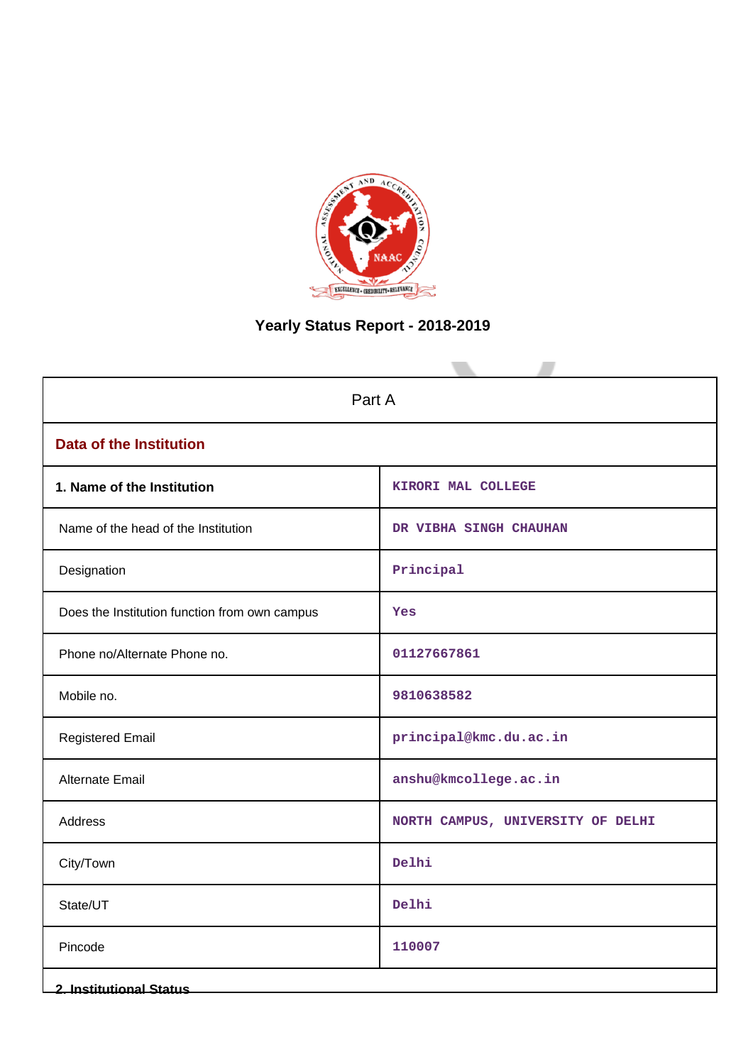# Yearly Status Report - 2018-2019

| Part A | |
|---|---|
| **Data of the Institution** | |
| **1. Name of the Institution** | KIRORI MAL COLLEGE |
| Name of the head of the Institution | DR VIBHA SINGH CHAUHAN |
| Designation | Principal |
| Does the Institution function from own campus | Yes |
| Phone no/Alternate Phone no. | 01127667861 |
| Mobile no. | 9810638582 |
| Registered Email | principal@kmc.du.ac.in |
| Alternate Email | anshu@kmcollege.ac.in |
| Address | NORTH CAMPUS, UNIVERSITY OF DELHI |
| City/Town | Delhi |
| State/UT | Delhi |
| Pincode | 110007 |

**2. Institutional Status**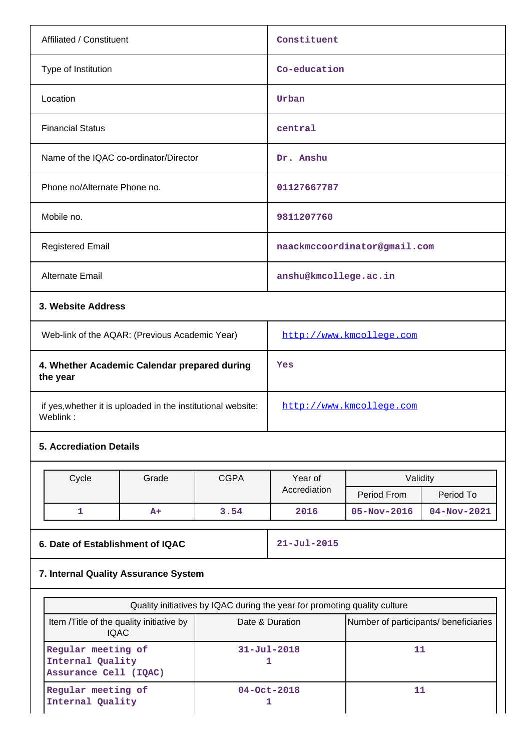| | |
|---|---|
| Affiliated / Constituent | Constituent |
| Type of Institution | Co-education |
| Location | Urban |
| Financial Status | central |
| Name of the IQAC co-ordinator/Director | Dr. Anshu |
| Phone no/Alternate Phone no. | 01127667787 |
| Mobile no. | 9811207760 |
| Registered Email | naackmccoordinator@gmail.com |
| Alternate Email | anshu@kmcollege.ac.in |

**3. Website Address**

| | |
|---|---|
| Web-link of the AQAR: (Previous Academic Year) | http://www.kmcollege.com |
| **4. Whether Academic Calendar prepared during the year** | Yes |
| if yes,whether it is uploaded in the institutional website: Weblink : | http://www.kmcollege.com |

**5. Accrediation Details**

| Cycle | Grade | CGPA | Year of Accrediation | Validity | |
|---|---|---|---|---|---|
| | | | | Period From | Period To |
| 1 | A+ | 3.54 | 2016 | 05-Nov-2016 | 04-Nov-2021 |

| | |
|---|---|
| **6. Date of Establishment of IQAC** | 21-Jul-2015 |

**7. Internal Quality Assurance System**

| Quality initiatives by IQAC during the year for promoting quality culture | | |
|---|---|---|
| Item /Title of the quality initiative by IQAC | Date & Duration | Number of participants/ beneficiaries |
| Regular meeting of Internal Quality Assurance Cell (IQAC) | 31-Jul-2018 1 | 11 |
| Regular meeting of Internal Quality | 04-Oct-2018 1 | 11 |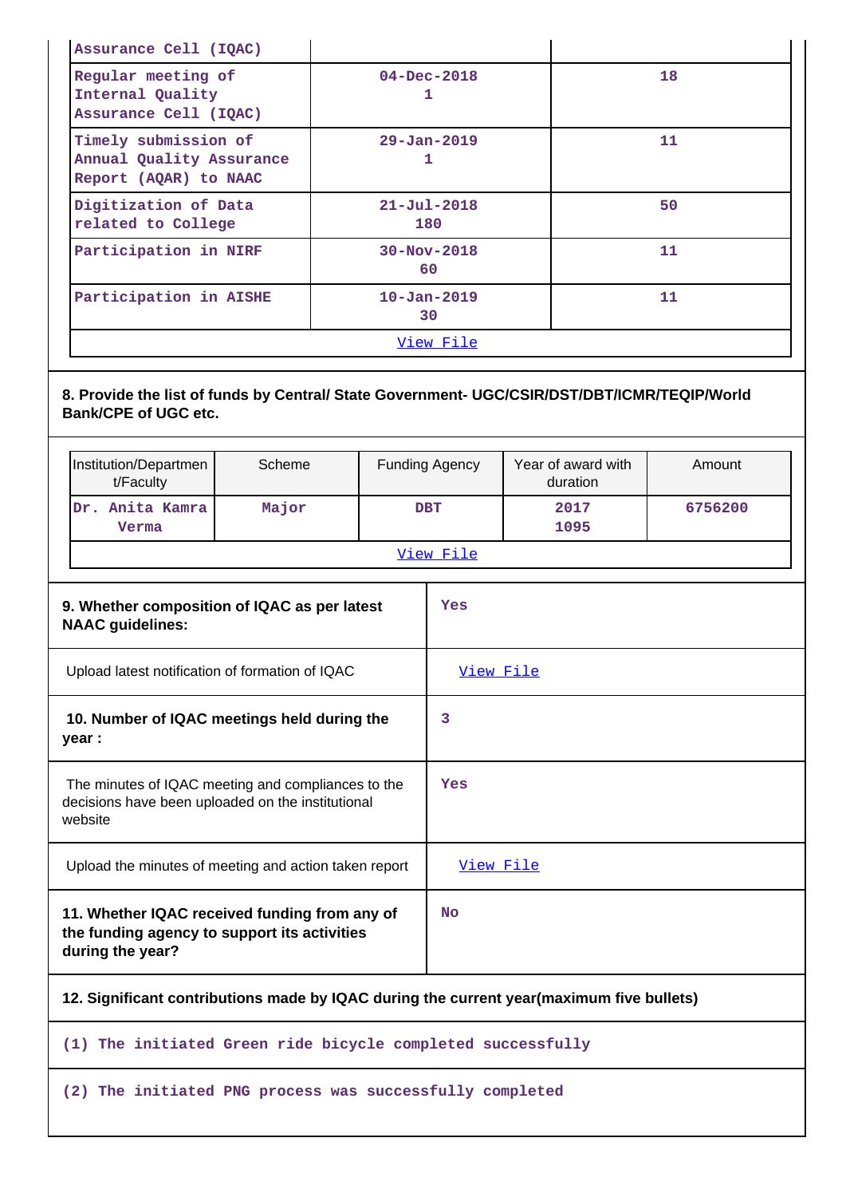| | | |
|---|---|---|
| Assurance Cell (IQAC) | | |
| Regular meeting of Internal Quality Assurance Cell (IQAC) | 04-Dec-2018 1 | 18 |
| Timely submission of Annual Quality Assurance Report (AQAR) to NAAC | 29-Jan-2019 1 | 11 |
| Digitization of Data related to College | 21-Jul-2018 180 | 50 |
| Participation in NIRF | 30-Nov-2018 60 | 11 |
| Participation in AISHE | 10-Jan-2019 30 | 11 |
| View File | | |

**8. Provide the list of funds by Central/ State Government- UGC/CSIR/DST/DBT/ICMR/TEQIP/World Bank/CPE of UGC etc.**

| Institution/Department/Faculty | Scheme | Funding Agency | Year of award with duration | Amount |
|---|---|---|---|---|
| Dr. Anita Kamra Verma | Major | DBT | 2017 1095 | 6756200 |
| View File | | | | |

| | |
|---|---|
| **9. Whether composition of IQAC as per latest NAAC guidelines:** | Yes |
| Upload latest notification of formation of IQAC | View File |
| **10. Number of IQAC meetings held during the year :** | 3 |
| The minutes of IQAC meeting and compliances to the decisions have been uploaded on the institutional website | Yes |
| Upload the minutes of meeting and action taken report | View File |
| **11. Whether IQAC received funding from any of the funding agency to support its activities during the year?** | No |

**12. Significant contributions made by IQAC during the current year(maximum five bullets)**

(1) The initiated Green ride bicycle completed successfully

(2) The initiated PNG process was successfully completed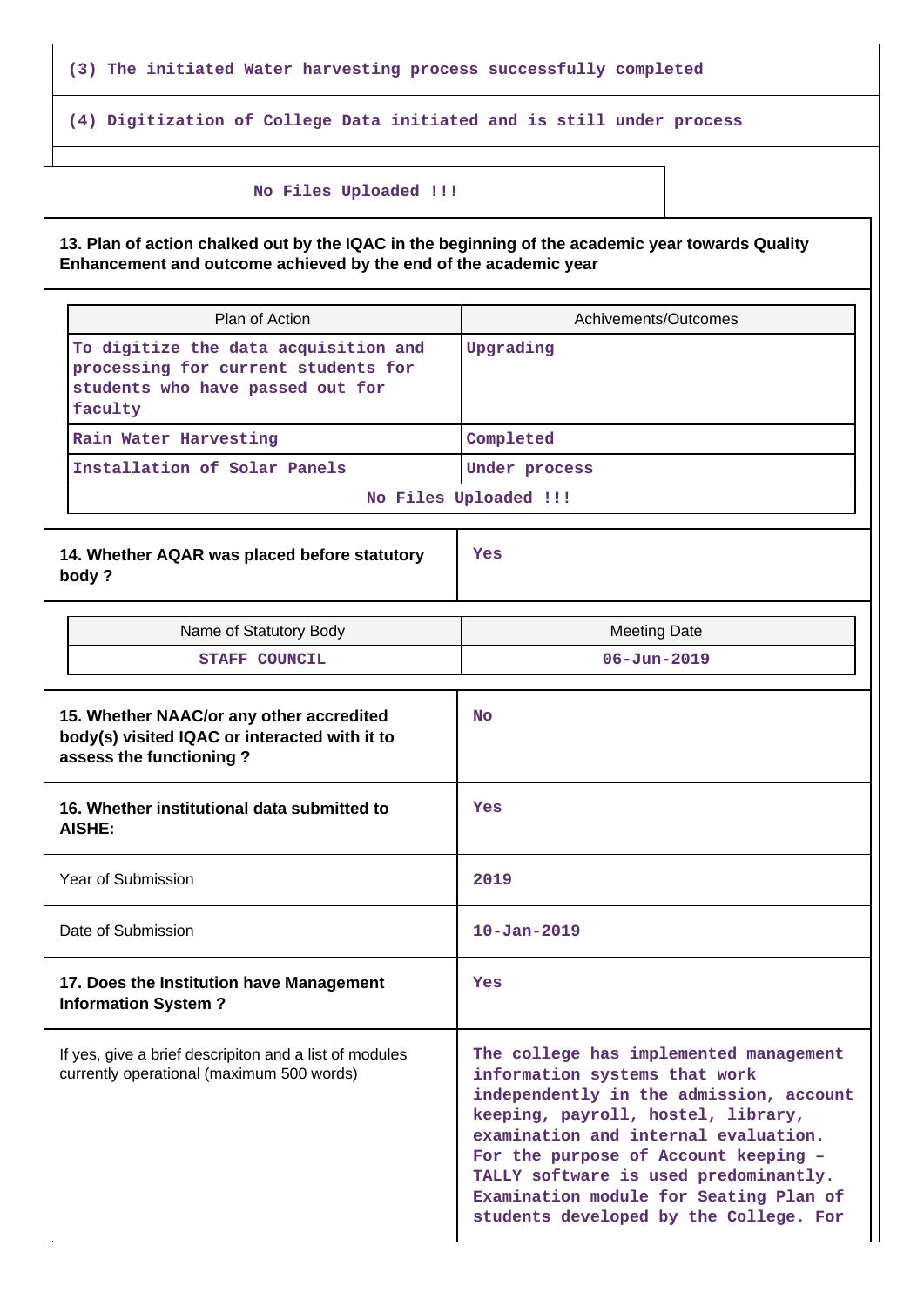(3) The initiated Water harvesting process successfully completed

(4) Digitization of College Data initiated and is still under process

No Files Uploaded !!!

**13. Plan of action chalked out by the IQAC in the beginning of the academic year towards Quality Enhancement and outcome achieved by the end of the academic year**

| Plan of Action | Achivements/Outcomes |
|---|---|
| To digitize the data acquisition and processing for current students for students who have passed out for faculty | Upgrading |
| Rain Water Harvesting | Completed |
| Installation of Solar Panels | Under process |
| No Files Uploaded !!! | |

| | |
|---|---|
| **14. Whether AQAR was placed before statutory body ?** | Yes |

| Name of Statutory Body | Meeting Date |
|---|---|
| STAFF COUNCIL | 06-Jun-2019 |

| | |
|---|---|
| **15. Whether NAAC/or any other accredited body(s) visited IQAC or interacted with it to assess the functioning ?** | No |
| **16. Whether institutional data submitted to AISHE:** | Yes |
| Year of Submission | 2019 |
| Date of Submission | 10-Jan-2019 |
| **17. Does the Institution have Management Information System ?** | Yes |
| If yes, give a brief descripiton and a list of modules currently operational (maximum 500 words) | The college has implemented management information systems that work independently in the admission, account keeping, payroll, hostel, library, examination and internal evaluation. For the purpose of Account keeping – TALLY software is used predominantly. Examination module for Seating Plan of students developed by the College. For |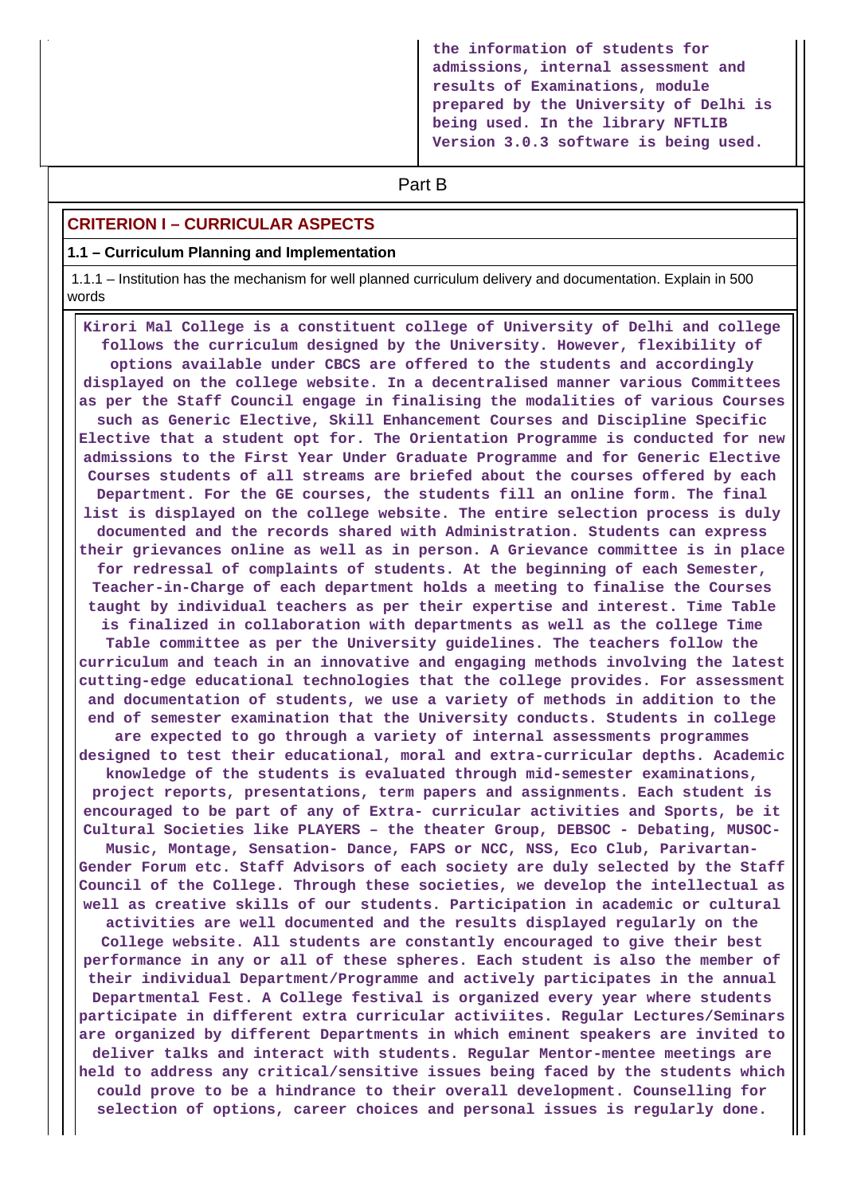| | the information of students for admissions, internal assessment and results of Examinations, module prepared by the University of Delhi is being used. In the library NFTLIB Version 3.0.3 software is being used. |
|---|---|

Part B

## CRITERION I – CURRICULAR ASPECTS

### 1.1 – Curriculum Planning and Implementation

1.1.1 – Institution has the mechanism for well planned curriculum delivery and documentation. Explain in 500 words

**Kirori Mal College is a constituent college of University of Delhi and college follows the curriculum designed by the University. However, flexibility of options available under CBCS are offered to the students and accordingly displayed on the college website. In a decentralised manner various Committees as per the Staff Council engage in finalising the modalities of various Courses such as Generic Elective, Skill Enhancement Courses and Discipline Specific Elective that a student opt for. The Orientation Programme is conducted for new admissions to the First Year Under Graduate Programme and for Generic Elective Courses students of all streams are briefed about the courses offered by each Department. For the GE courses, the students fill an online form. The final list is displayed on the college website. The entire selection process is duly documented and the records shared with Administration. Students can express their grievances online as well as in person. A Grievance committee is in place for redressal of complaints of students. At the beginning of each Semester, Teacher-in-Charge of each department holds a meeting to finalise the Courses taught by individual teachers as per their expertise and interest. Time Table is finalized in collaboration with departments as well as the college Time Table committee as per the University guidelines. The teachers follow the curriculum and teach in an innovative and engaging methods involving the latest cutting-edge educational technologies that the college provides. For assessment and documentation of students, we use a variety of methods in addition to the end of semester examination that the University conducts. Students in college are expected to go through a variety of internal assessments programmes designed to test their educational, moral and extra-curricular depths. Academic knowledge of the students is evaluated through mid-semester examinations, project reports, presentations, term papers and assignments. Each student is encouraged to be part of any of Extra- curricular activities and Sports, be it Cultural Societies like PLAYERS – the theater Group, DEBSOC - Debating, MUSOC- Music, Montage, Sensation- Dance, FAPS or NCC, NSS, Eco Club, Parivartan- Gender Forum etc. Staff Advisors of each society are duly selected by the Staff Council of the College. Through these societies, we develop the intellectual as well as creative skills of our students. Participation in academic or cultural activities are well documented and the results displayed regularly on the College website. All students are constantly encouraged to give their best performance in any or all of these spheres. Each student is also the member of their individual Department/Programme and actively participates in the annual Departmental Fest. A College festival is organized every year where students participate in different extra curricular activiites. Regular Lectures/Seminars are organized by different Departments in which eminent speakers are invited to deliver talks and interact with students. Regular Mentor-mentee meetings are held to address any critical/sensitive issues being faced by the students which could prove to be a hindrance to their overall development. Counselling for selection of options, career choices and personal issues is regularly done.**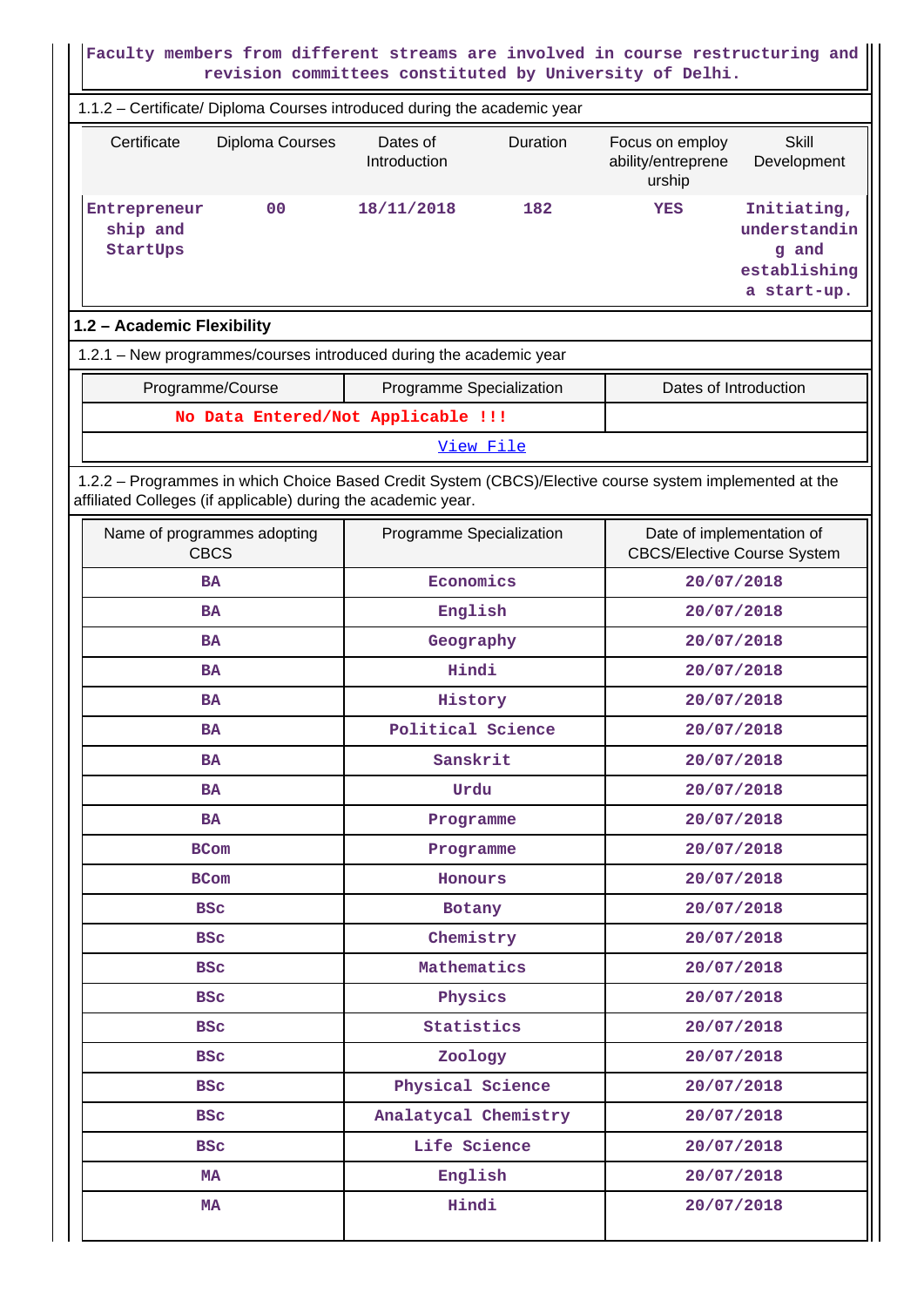Faculty members from different streams are involved in course restructuring and revision committees constituted by University of Delhi.

1.1.2 – Certificate/ Diploma Courses introduced during the academic year

| Certificate | Diploma Courses | Dates of Introduction | Duration | Focus on employ ability/entrepreneurship | Skill Development |
|---|---|---|---|---|---|
| Entrepreneurship and StartUps | 00 | 18/11/2018 | 182 | YES | Initiating, understanding and establishing a start-up. |

## 1.2 – Academic Flexibility

1.2.1 – New programmes/courses introduced during the academic year

| Programme/Course | Programme Specialization | Dates of Introduction |
|---|---|---|
| No Data Entered/Not Applicable !!! | | |
| View File | | |

1.2.2 – Programmes in which Choice Based Credit System (CBCS)/Elective course system implemented at the affiliated Colleges (if applicable) during the academic year.

| Name of programmes adopting CBCS | Programme Specialization | Date of implementation of CBCS/Elective Course System |
|---|---|---|
| BA | Economics | 20/07/2018 |
| BA | English | 20/07/2018 |
| BA | Geography | 20/07/2018 |
| BA | Hindi | 20/07/2018 |
| BA | History | 20/07/2018 |
| BA | Political Science | 20/07/2018 |
| BA | Sanskrit | 20/07/2018 |
| BA | Urdu | 20/07/2018 |
| BA | Programme | 20/07/2018 |
| BCom | Programme | 20/07/2018 |
| BCom | Honours | 20/07/2018 |
| BSc | Botany | 20/07/2018 |
| BSc | Chemistry | 20/07/2018 |
| BSc | Mathematics | 20/07/2018 |
| BSc | Physics | 20/07/2018 |
| BSc | Statistics | 20/07/2018 |
| BSc | Zoology | 20/07/2018 |
| BSc | Physical Science | 20/07/2018 |
| BSc | Analatycal Chemistry | 20/07/2018 |
| BSc | Life Science | 20/07/2018 |
| MA | English | 20/07/2018 |
| MA | Hindi | 20/07/2018 |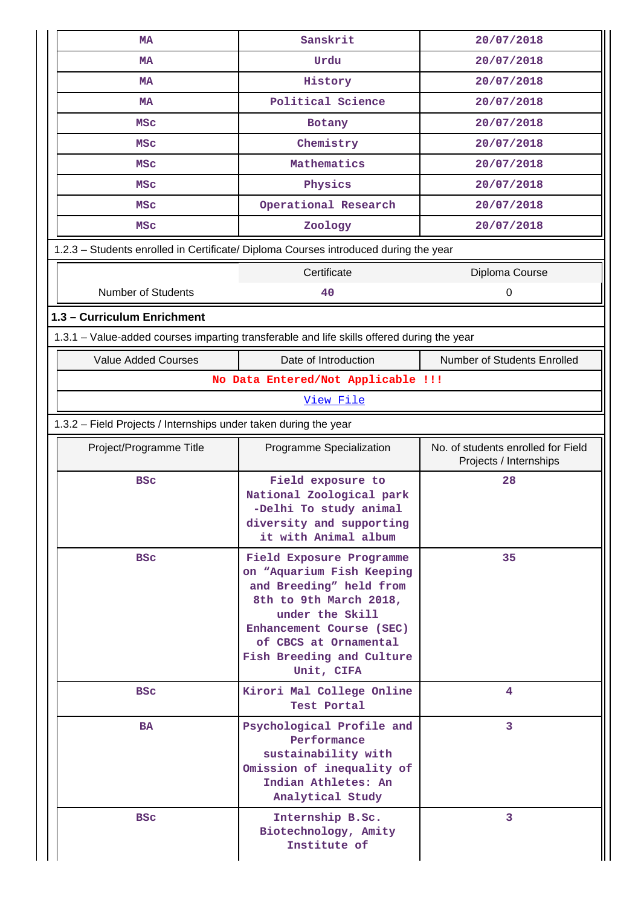| MA | Sanskrit | 20/07/2018 |
|---|---|---|
| MA | Urdu | 20/07/2018 |
| MA | History | 20/07/2018 |
| MA | Political Science | 20/07/2018 |
| MSc | Botany | 20/07/2018 |
| MSc | Chemistry | 20/07/2018 |
| MSc | Mathematics | 20/07/2018 |
| MSc | Physics | 20/07/2018 |
| MSc | Operational Research | 20/07/2018 |
| MSc | Zoology | 20/07/2018 |

1.2.3 – Students enrolled in Certificate/ Diploma Courses introduced during the year

| | Certificate | Diploma Course |
|---|---|---|
| Number of Students | 40 | 0 |

## 1.3 – Curriculum Enrichment

1.3.1 – Value-added courses imparting transferable and life skills offered during the year

| Value Added Courses | Date of Introduction | Number of Students Enrolled |
|---|---|---|
| No Data Entered/Not Applicable !!! | | |

View File

1.3.2 – Field Projects / Internships under taken during the year

| Project/Programme Title | Programme Specialization | No. of students enrolled for Field Projects / Internships |
|---|---|---|
| BSc | Field exposure to National Zoological park -Delhi To study animal diversity and supporting it with Animal album | 28 |
| BSc | Field Exposure Programme on "Aquarium Fish Keeping and Breeding" held from 8th to 9th March 2018, under the Skill Enhancement Course (SEC) of CBCS at Ornamental Fish Breeding and Culture Unit, CIFA | 35 |
| BSc | Kirori Mal College Online Test Portal | 4 |
| BA | Psychological Profile and Performance sustainability with Omission of inequality of Indian Athletes: An Analytical Study | 3 |
| BSc | Internship B.Sc. Biotechnology, Amity Institute of | 3 |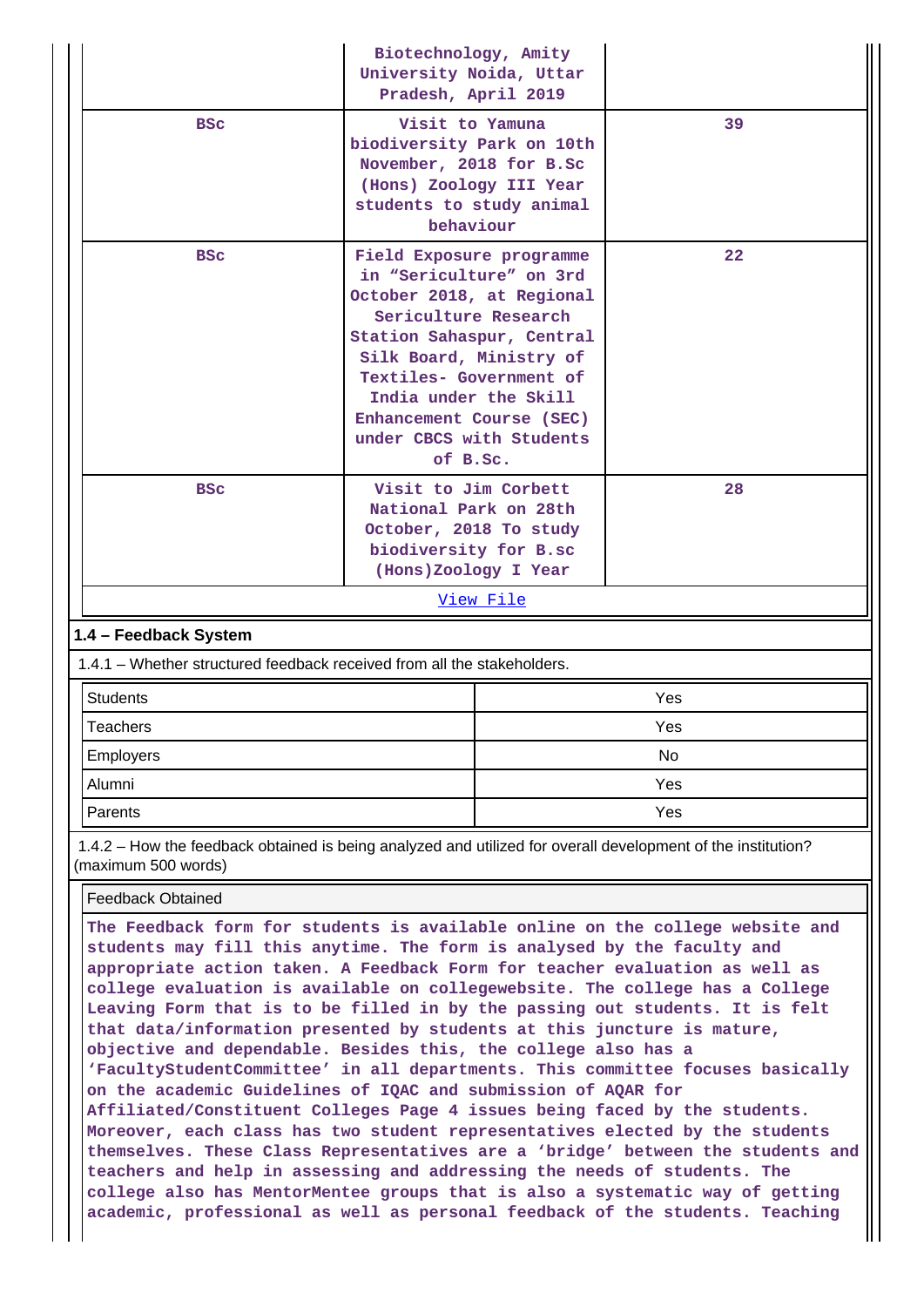| | | |
|---|---|---|
| | Biotechnology, Amity University Noida, Uttar Pradesh, April 2019 | |
| BSc | Visit to Yamuna biodiversity Park on 10th November, 2018 for B.Sc (Hons) Zoology III Year students to study animal behaviour | 39 |
| BSc | Field Exposure programme in “Sericulture” on 3rd October 2018, at Regional Sericulture Research Station Sahaspur, Central Silk Board, Ministry of Textiles- Government of India under the Skill Enhancement Course (SEC) under CBCS with Students of B.Sc. | 22 |
| BSc | Visit to Jim Corbett National Park on 28th October, 2018 To study biodiversity for B.sc (Hons)Zoology I Year | 28 |

View File

## 1.4 – Feedback System

1.4.1 – Whether structured feedback received from all the stakeholders.

| | |
|---|---|
| Students | Yes |
| Teachers | Yes |
| Employers | No |
| Alumni | Yes |
| Parents | Yes |

1.4.2 – How the feedback obtained is being analyzed and utilized for overall development of the institution? (maximum 500 words)

Feedback Obtained

The Feedback form for students is available online on the college website and students may fill this anytime. The form is analysed by the faculty and appropriate action taken. A Feedback Form for teacher evaluation as well as college evaluation is available on collegewebsite. The college has a College Leaving Form that is to be filled in by the passing out students. It is felt that data/information presented by students at this juncture is mature, objective and dependable. Besides this, the college also has a ‘FacultyStudentCommittee’ in all departments. This committee focuses basically on the academic Guidelines of IQAC and submission of AQAR for Affiliated/Constituent Colleges Page 4 issues being faced by the students. Moreover, each class has two student representatives elected by the students themselves. These Class Representatives are a ‘bridge’ between the students and teachers and help in assessing and addressing the needs of students. The college also has MentorMentee groups that is also a systematic way of getting academic, professional as well as personal feedback of the students. Teaching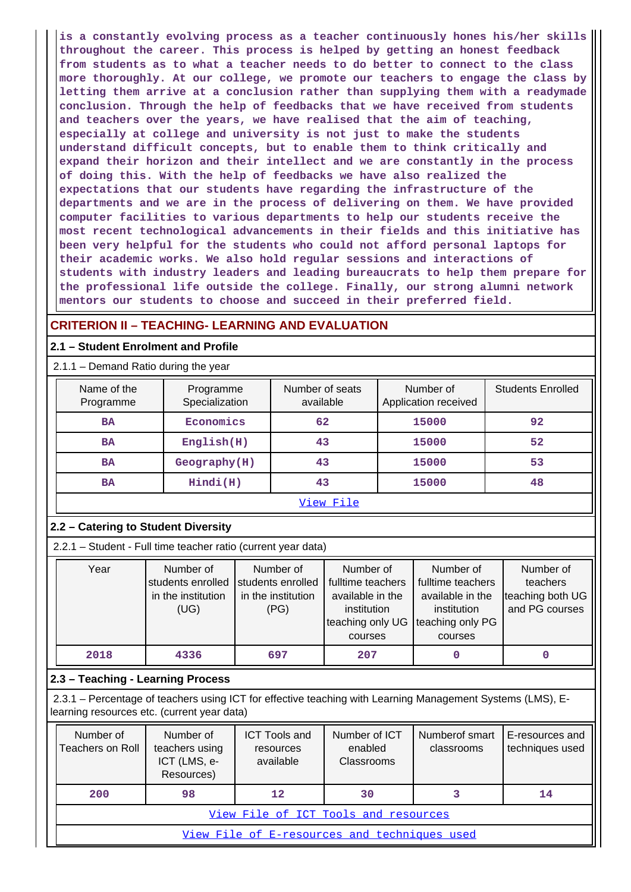is a constantly evolving process as a teacher continuously hones his/her skills throughout the career. This process is helped by getting an honest feedback from students as to what a teacher needs to do better to connect to the class more thoroughly. At our college, we promote our teachers to engage the class by letting them arrive at a conclusion rather than supplying them with a readymade conclusion. Through the help of feedbacks that we have received from students and teachers over the years, we have realised that the aim of teaching, especially at college and university is not just to make the students understand difficult concepts, but to enable them to think critically and expand their horizon and their intellect and we are constantly in the process of doing this. With the help of feedbacks we have also realized the expectations that our students have regarding the infrastructure of the departments and we are in the process of delivering on them. We have provided computer facilities to various departments to help our students receive the most recent technological advancements in their fields and this initiative has been very helpful for the students who could not afford personal laptops for their academic works. We also hold regular sessions and interactions of students with industry leaders and leading bureaucrats to help them prepare for the professional life outside the college. Finally, our strong alumni network mentors our students to choose and succeed in their preferred field.

## CRITERION II – TEACHING- LEARNING AND EVALUATION

### 2.1 – Student Enrolment and Profile

2.1.1 – Demand Ratio during the year

| Name of the Programme | Programme Specialization | Number of seats available | Number of Application received | Students Enrolled |
|---|---|---|---|---|
| BA | Economics | 62 | 15000 | 92 |
| BA | English(H) | 43 | 15000 | 52 |
| BA | Geography(H) | 43 | 15000 | 53 |
| BA | Hindi(H) | 43 | 15000 | 48 |

View File

### 2.2 – Catering to Student Diversity

2.2.1 – Student - Full time teacher ratio (current year data)

| Year | Number of students enrolled in the institution (UG) | Number of students enrolled in the institution (PG) | Number of fulltime teachers available in the institution teaching only UG courses | Number of fulltime teachers available in the institution teaching only PG courses | Number of teachers teaching both UG and PG courses |
|---|---|---|---|---|---|
| 2018 | 4336 | 697 | 207 | 0 | 0 |

### 2.3 – Teaching - Learning Process

2.3.1 – Percentage of teachers using ICT for effective teaching with Learning Management Systems (LMS), E-learning resources etc. (current year data)

| Number of Teachers on Roll | Number of teachers using ICT (LMS, e-Resources) | ICT Tools and resources available | Number of ICT enabled Classrooms | Numberof smart classrooms | E-resources and techniques used |
|---|---|---|---|---|---|
| 200 | 98 | 12 | 30 | 3 | 14 |

View File of ICT Tools and resources

View File of E-resources and techniques used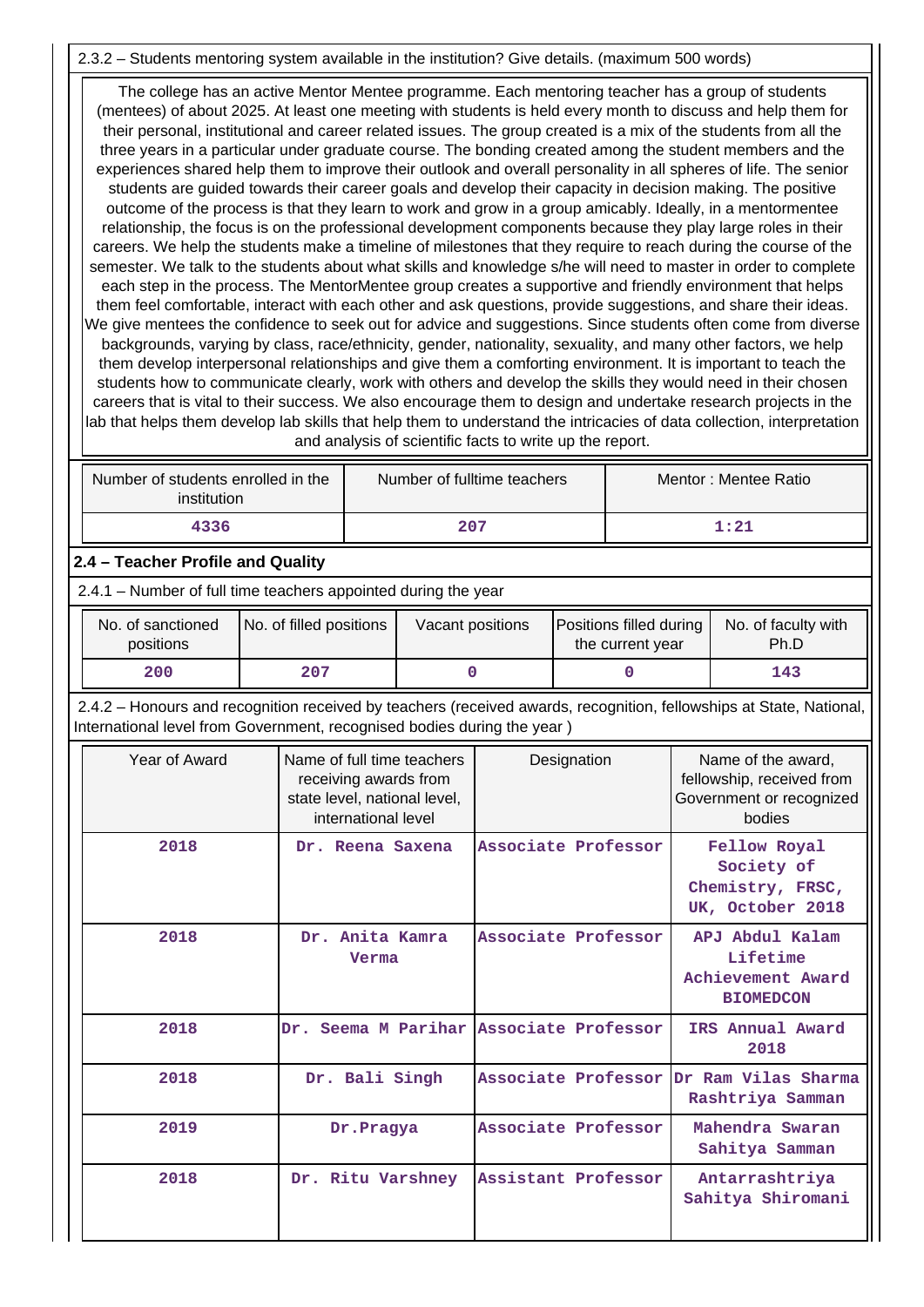2.3.2 – Students mentoring system available in the institution? Give details. (maximum 500 words)

The college has an active Mentor Mentee programme. Each mentoring teacher has a group of students (mentees) of about 2025. At least one meeting with students is held every month to discuss and help them for their personal, institutional and career related issues. The group created is a mix of the students from all the three years in a particular under graduate course. The bonding created among the student members and the experiences shared help them to improve their outlook and overall personality in all spheres of life. The senior students are guided towards their career goals and develop their capacity in decision making. The positive outcome of the process is that they learn to work and grow in a group amicably. Ideally, in a mentormentee relationship, the focus is on the professional development components because they play large roles in their careers. We help the students make a timeline of milestones that they require to reach during the course of the semester. We talk to the students about what skills and knowledge s/he will need to master in order to complete each step in the process. The MentorMentee group creates a supportive and friendly environment that helps them feel comfortable, interact with each other and ask questions, provide suggestions, and share their ideas. We give mentees the confidence to seek out for advice and suggestions. Since students often come from diverse backgrounds, varying by class, race/ethnicity, gender, nationality, sexuality, and many other factors, we help them develop interpersonal relationships and give them a comforting environment. It is important to teach the students how to communicate clearly, work with others and develop the skills they would need in their chosen careers that is vital to their success. We also encourage them to design and undertake research projects in the lab that helps them develop lab skills that help them to understand the intricacies of data collection, interpretation and analysis of scientific facts to write up the report.

| Number of students enrolled in the institution | Number of fulltime teachers | Mentor : Mentee Ratio |
|---|---|---|
| 4336 | 207 | 1:21 |

## 2.4 – Teacher Profile and Quality

2.4.1 – Number of full time teachers appointed during the year

| No. of sanctioned positions | No. of filled positions | Vacant positions | Positions filled during the current year | No. of faculty with Ph.D |
|---|---|---|---|---|
| 200 | 207 | 0 | 0 | 143 |

2.4.2 – Honours and recognition received by teachers (received awards, recognition, fellowships at State, National, International level from Government, recognised bodies during the year )

| Year of Award | Name of full time teachers receiving awards from state level, national level, international level | Designation | Name of the award, fellowship, received from Government or recognized bodies |
|---|---|---|---|
| 2018 | Dr. Reena Saxena | Associate Professor | Fellow Royal Society of Chemistry, FRSC, UK, October 2018 |
| 2018 | Dr. Anita Kamra Verma | Associate Professor | APJ Abdul Kalam Lifetime Achievement Award BIOMEDCON |
| 2018 | Dr. Seema M Parihar | Associate Professor | IRS Annual Award 2018 |
| 2018 | Dr. Bali Singh | Associate Professor | Dr Ram Vilas Sharma Rashtriya Samman |
| 2019 | Dr.Pragya | Associate Professor | Mahendra Swaran Sahitya Samman |
| 2018 | Dr. Ritu Varshney | Assistant Professor | Antarrashtriya Sahitya Shiromani |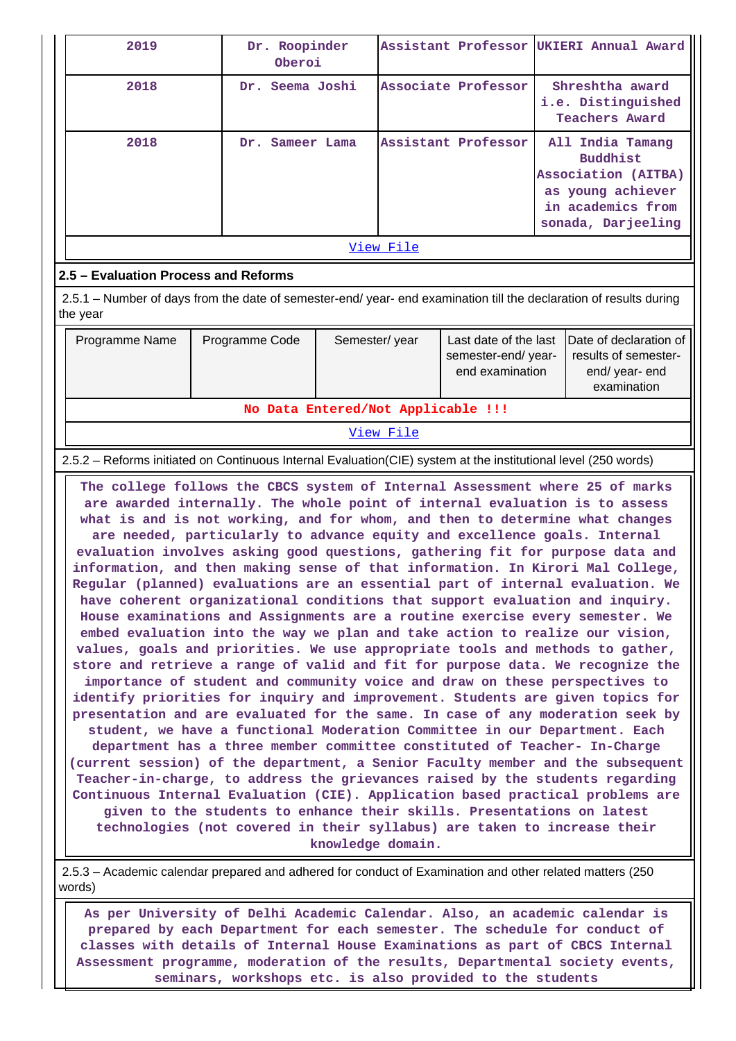| 2019 | Dr. Roopinder Oberoi | Assistant Professor | UKIERI Annual Award |
|---|---|---|---|
| 2018 | Dr. Seema Joshi | Associate Professor | Shreshtha award i.e. Distinguished Teachers Award |
| 2018 | Dr. Sameer Lama | Assistant Professor | All India Tamang Buddhist Association (AITBA) as young achiever in academics from sonada, Darjeeling |
| View File | | | |

## 2.5 – Evaluation Process and Reforms

2.5.1 – Number of days from the date of semester-end/ year- end examination till the declaration of results during the year

| Programme Name | Programme Code | Semester/ year | Last date of the last semester-end/ year- end examination | Date of declaration of results of semester-end/ year- end examination |
|---|---|---|---|---|
| No Data Entered/Not Applicable !!! | | | | |
| View File | | | | |

2.5.2 – Reforms initiated on Continuous Internal Evaluation(CIE) system at the institutional level (250 words)

The college follows the CBCS system of Internal Assessment where 25 of marks are awarded internally. The whole point of internal evaluation is to assess what is and is not working, and for whom, and then to determine what changes are needed, particularly to advance equity and excellence goals. Internal evaluation involves asking good questions, gathering fit for purpose data and information, and then making sense of that information. In Kirori Mal College, Regular (planned) evaluations are an essential part of internal evaluation. We have coherent organizational conditions that support evaluation and inquiry. House examinations and Assignments are a routine exercise every semester. We embed evaluation into the way we plan and take action to realize our vision, values, goals and priorities. We use appropriate tools and methods to gather, store and retrieve a range of valid and fit for purpose data. We recognize the importance of student and community voice and draw on these perspectives to identify priorities for inquiry and improvement. Students are given topics for presentation and are evaluated for the same. In case of any moderation seek by student, we have a functional Moderation Committee in our Department. Each department has a three member committee constituted of Teacher- In-Charge (current session) of the department, a Senior Faculty member and the subsequent Teacher-in-charge, to address the grievances raised by the students regarding Continuous Internal Evaluation (CIE). Application based practical problems are given to the students to enhance their skills. Presentations on latest technologies (not covered in their syllabus) are taken to increase their knowledge domain.

2.5.3 – Academic calendar prepared and adhered for conduct of Examination and other related matters (250 words)

As per University of Delhi Academic Calendar. Also, an academic calendar is prepared by each Department for each semester. The schedule for conduct of classes with details of Internal House Examinations as part of CBCS Internal Assessment programme, moderation of the results, Departmental society events, seminars, workshops etc. is also provided to the students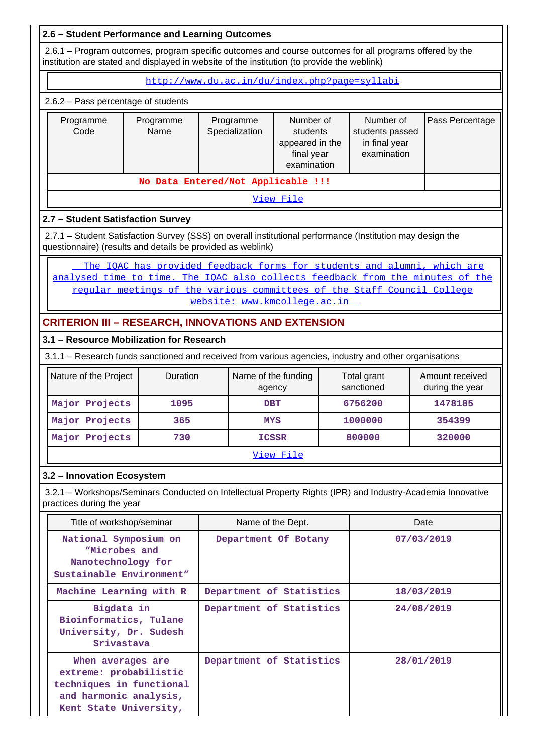### 2.6 – Student Performance and Learning Outcomes

2.6.1 – Program outcomes, program specific outcomes and course outcomes for all programs offered by the institution are stated and displayed in website of the institution (to provide the weblink)

http://www.du.ac.in/du/index.php?page=syllabi

2.6.2 – Pass percentage of students

| Programme Code | Programme Name | Programme Specialization | Number of students appeared in the final year examination | Number of students passed in final year examination | Pass Percentage |
|---|---|---|---|---|---|
| No Data Entered/Not Applicable !!! | | | | | |
| View File | | | | | |

### 2.7 – Student Satisfaction Survey

2.7.1 – Student Satisfaction Survey (SSS) on overall institutional performance (Institution may design the questionnaire) (results and details be provided as weblink)

The IQAC has provided feedback forms for students and alumni, which are analysed time to time. The IQAC also collects feedback from the minutes of the regular meetings of the various committees of the Staff Council College website: www.kmcollege.ac.in

## CRITERION III – RESEARCH, INNOVATIONS AND EXTENSION

### 3.1 – Resource Mobilization for Research

3.1.1 – Research funds sanctioned and received from various agencies, industry and other organisations

| Nature of the Project | Duration | Name of the funding agency | Total grant sanctioned | Amount received during the year |
|---|---|---|---|---|
| Major Projects | 1095 | DBT | 6756200 | 1478185 |
| Major Projects | 365 | MYS | 1000000 | 354399 |
| Major Projects | 730 | ICSSR | 800000 | 320000 |
| View File | | | | |

### 3.2 – Innovation Ecosystem

3.2.1 – Workshops/Seminars Conducted on Intellectual Property Rights (IPR) and Industry-Academia Innovative practices during the year

| Title of workshop/seminar | Name of the Dept. | Date |
|---|---|---|
| National Symposium on "Microbes and Nanotechnology for Sustainable Environment" | Department Of Botany | 07/03/2019 |
| Machine Learning with R | Department of Statistics | 18/03/2019 |
| Bigdata in Bioinformatics, Tulane University, Dr. Sudesh Srivastava | Department of Statistics | 24/08/2019 |
| When averages are extreme: probabilistic techniques in functional and harmonic analysis, Kent State University, | Department of Statistics | 28/01/2019 |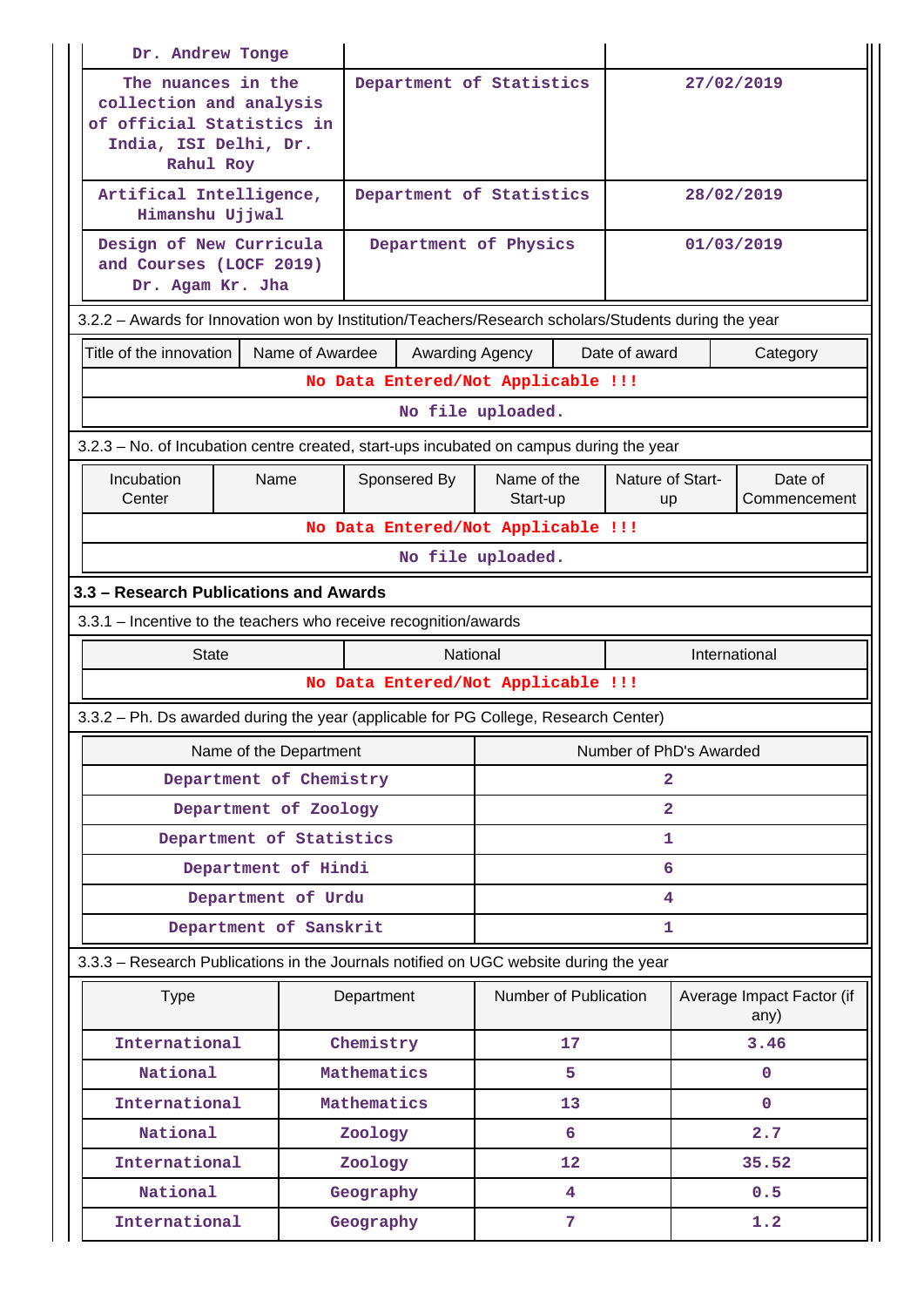| | | |
|---|---|---|
| Dr. Andrew Tonge | | |
| The nuances in the collection and analysis of official Statistics in India, ISI Delhi, Dr. Rahul Roy | Department of Statistics | 27/02/2019 |
| Artifical Intelligence, Himanshu Ujjwal | Department of Statistics | 28/02/2019 |
| Design of New Curricula and Courses (LOCF 2019) Dr. Agam Kr. Jha | Department of Physics | 01/03/2019 |

3.2.2 – Awards for Innovation won by Institution/Teachers/Research scholars/Students during the year

| Title of the innovation | Name of Awardee | Awarding Agency | Date of award | Category |
|---|---|---|---|---|
| No Data Entered/Not Applicable !!! | | | | |
| No file uploaded. | | | | |

3.2.3 – No. of Incubation centre created, start-ups incubated on campus during the year

| Incubation Center | Name | Sponsered By | Name of the Start-up | Nature of Start-up | Date of Commencement |
|---|---|---|---|---|---|
| No Data Entered/Not Applicable !!! | | | | | |
| No file uploaded. | | | | | |

### 3.3 – Research Publications and Awards

3.3.1 – Incentive to the teachers who receive recognition/awards

| State | National | International |
|---|---|---|
| No Data Entered/Not Applicable !!! | | |

3.3.2 – Ph. Ds awarded during the year (applicable for PG College, Research Center)

| Name of the Department | Number of PhD's Awarded |
|---|---|
| Department of Chemistry | 2 |
| Department of Zoology | 2 |
| Department of Statistics | 1 |
| Department of Hindi | 6 |
| Department of Urdu | 4 |
| Department of Sanskrit | 1 |

3.3.3 – Research Publications in the Journals notified on UGC website during the year

| Type | Department | Number of Publication | Average Impact Factor (if any) |
|---|---|---|---|
| International | Chemistry | 17 | 3.46 |
| National | Mathematics | 5 | 0 |
| International | Mathematics | 13 | 0 |
| National | Zoology | 6 | 2.7 |
| International | Zoology | 12 | 35.52 |
| National | Geography | 4 | 0.5 |
| International | Geography | 7 | 1.2 |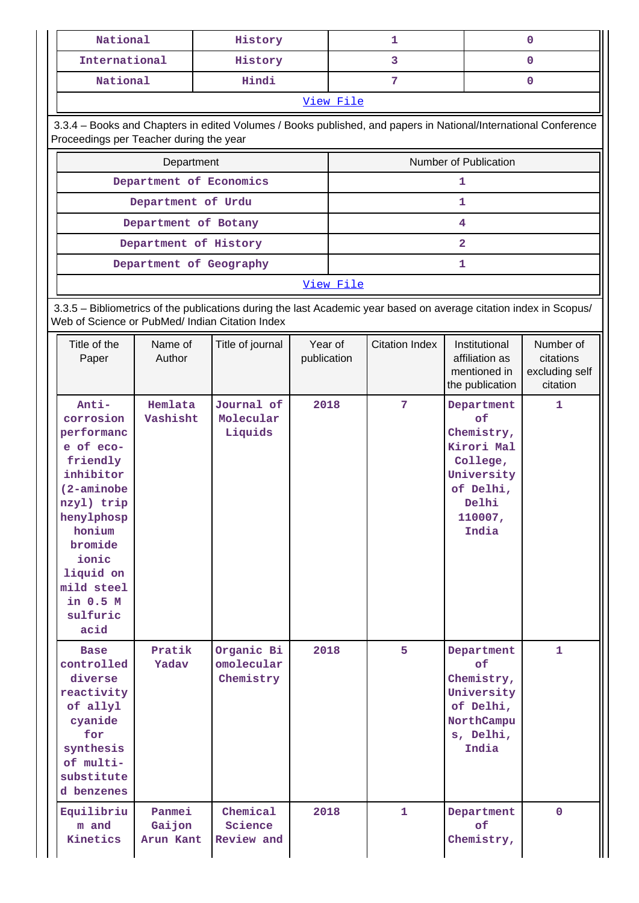| National | History | 1 | 0 |
|---|---|---|---|
| International | History | 3 | 0 |
| National | Hindi | 7 | 0 |
| View File | | | |

3.3.4 – Books and Chapters in edited Volumes / Books published, and papers in National/International Conference Proceedings per Teacher during the year

| Department | Number of Publication |
|---|---|
| Department of Economics | 1 |
| Department of Urdu | 1 |
| Department of Botany | 4 |
| Department of History | 2 |
| Department of Geography | 1 |
| View File | |

3.3.5 – Bibliometrics of the publications during the last Academic year based on average citation index in Scopus/ Web of Science or PubMed/ Indian Citation Index

| Title of the Paper | Name of Author | Title of journal | Year of publication | Citation Index | Institutional affiliation as mentioned in the publication | Number of citations excluding self citation |
|---|---|---|---|---|---|---|
| Anti-corrosion performance of eco-friendly inhibitor (2-aminobenzyl) triphenylphosphonium bromide ionic liquid on mild steel in 0.5 M sulfuric acid | Hemlata Vashisht | Journal of Molecular Liquids | 2018 | 7 | Department of Chemistry, Kirori Mal College, University of Delhi, Delhi 110007, India | 1 |
| Base controlled diverse reactivity of allyl cyanide for synthesis of multi-substituted benzenes | Pratik Yadav | Organic Biomolecular Chemistry | 2018 | 5 | Department of Chemistry, University of Delhi, NorthCampus, Delhi, India | 1 |
| Equilibrium and Kinetics | Panmei Gaijon Arun Kant | Chemical Science Review and | 2018 | 1 | Department of Chemistry, | 0 |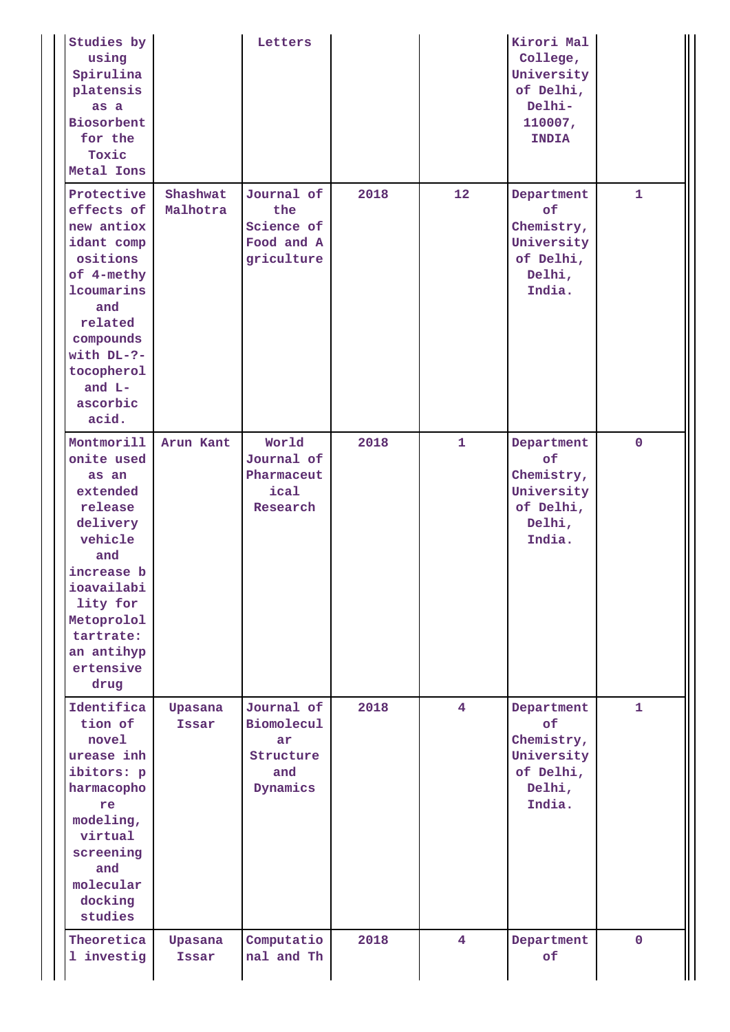| | | | | | | |
|---|---|---|---|---|---|---|
| Studies by using Spirulina platensis as a Biosorbent for the Toxic Metal Ions | | Letters | | | Kirori Mal College, University of Delhi, Delhi-110007, INDIA | |
| Protective effects of new antioxidant compositions of 4-methylcoumarins and related compounds with DL-?-tocopherol and L-ascorbic acid. | Shashwat Malhotra | Journal of the Science of Food and Agriculture | 2018 | 12 | Department of Chemistry, University of Delhi, Delhi, India. | 1 |
| Montmorillonite used as an extended release delivery vehicle and increase bioavailability for Metoprolol tartrate: an antihypertensive drug | Arun Kant | World Journal of Pharmaceutical Research | 2018 | 1 | Department of Chemistry, University of Delhi, Delhi, India. | 0 |
| Identification of novel urease inhibitors: pharmacophore modeling, virtual screening and molecular docking studies | Upasana Issar | Journal of Biomolecular Structure and Dynamics | 2018 | 4 | Department of Chemistry, University of Delhi, Delhi, India. | 1 |
| Theoretical investig | Upasana Issar | Computational and Th | 2018 | 4 | Department of | 0 |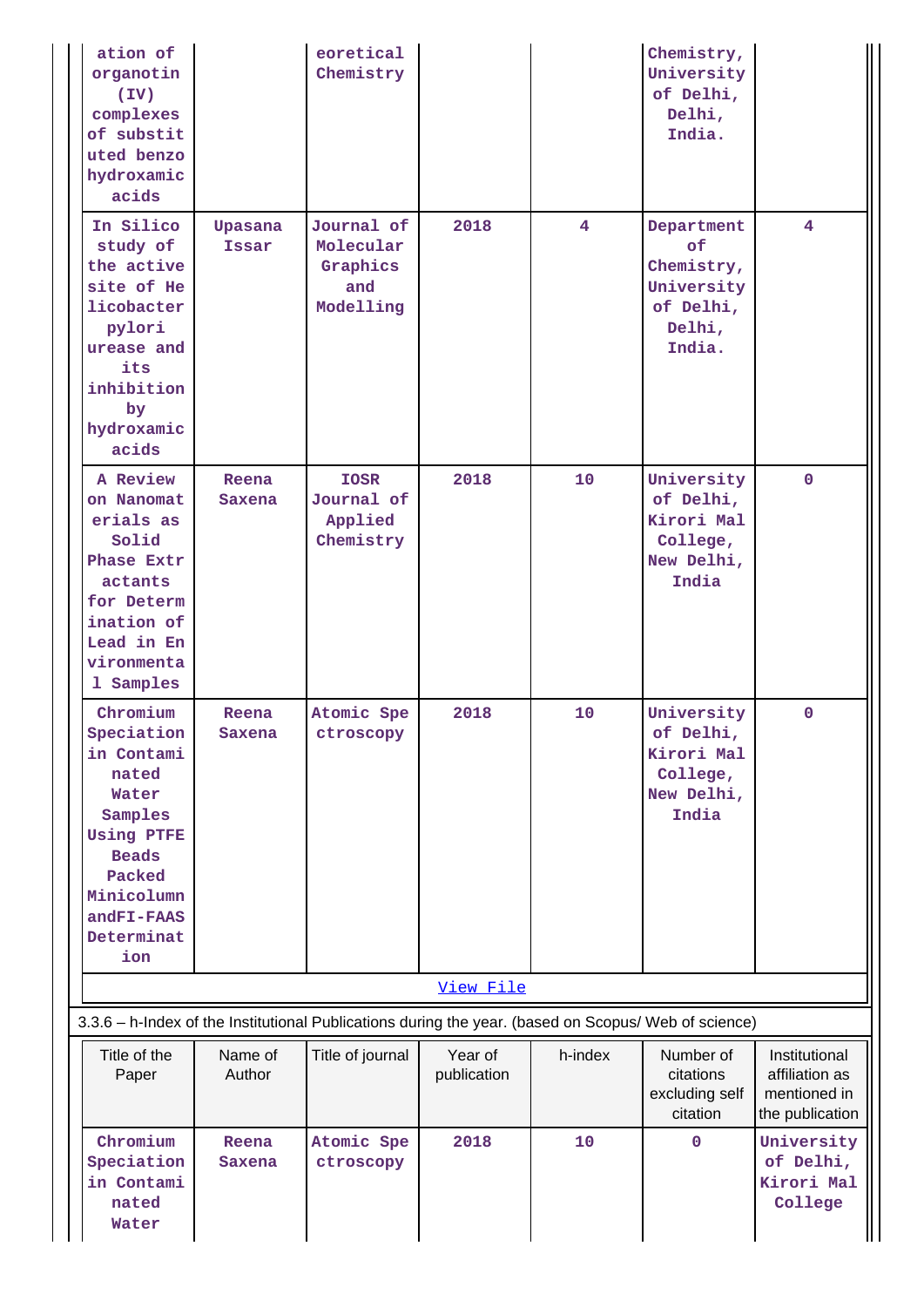| | | | | | | |
|---|---|---|---|---|---|---|
| ation of organotin (IV) complexes of substituted benzo hydroxamic acids | | eoretical Chemistry | | | Chemistry, University of Delhi, Delhi, India. | |
| In Silico study of the active site of Helicobacter pylori urease and its inhibition by hydroxamic acids | Upasana Issar | Journal of Molecular Graphics and Modelling | 2018 | 4 | Department of Chemistry, University of Delhi, Delhi, India. | 4 |
| A Review on Nanomaterials as Solid Phase Extractants for Determination of Lead in Environmental Samples | Reena Saxena | IOSR Journal of Applied Chemistry | 2018 | 10 | University of Delhi, Kirori Mal College, New Delhi, India | 0 |
| Chromium Speciation in Contaminated Water Samples Using PTFE Beads Packed Minicolumn andFI-FAAS Determination | Reena Saxena | Atomic Spectroscopy | 2018 | 10 | University of Delhi, Kirori Mal College, New Delhi, India | 0 |

View File

3.3.6 – h-Index of the Institutional Publications during the year. (based on Scopus/ Web of science)

| Title of the Paper | Name of Author | Title of journal | Year of publication | h-index | Number of citations excluding self citation | Institutional affiliation as mentioned in the publication |
|---|---|---|---|---|---|---|
| Chromium Speciation in Contaminated Water | Reena Saxena | Atomic Spectroscopy | 2018 | 10 | 0 | University of Delhi, Kirori Mal College |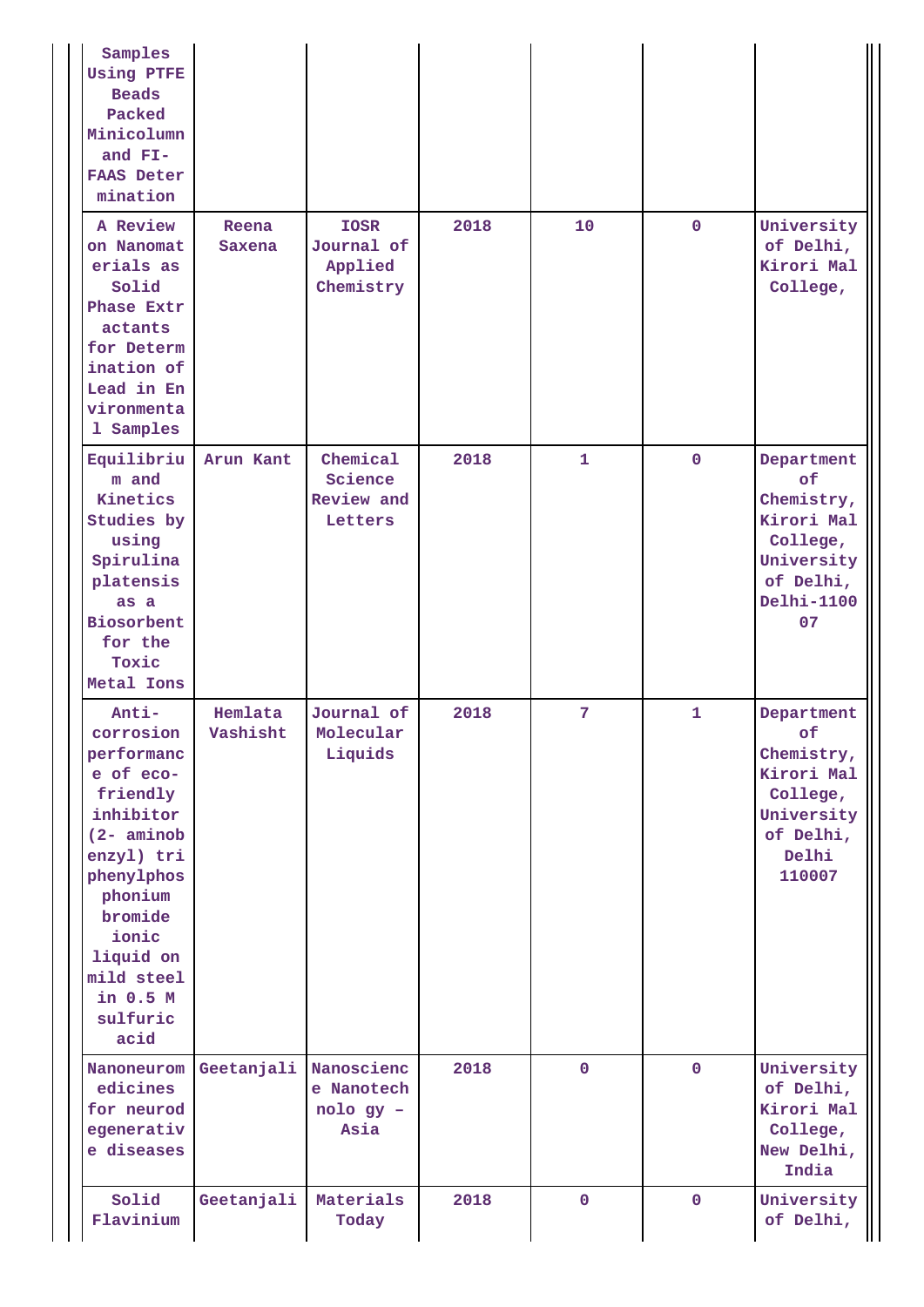| | | | | | | |
|---|---|---|---|---|---|---|
| Samples Using PTFE Beads Packed Minicolumn and FI-FAAS Determination | | | | | | |
| A Review on Nanomaterials as Solid Phase Extractants for Determination of Lead in Environmental Samples | Reena Saxena | IOSR Journal of Applied Chemistry | 2018 | 10 | 0 | University of Delhi, Kirori Mal College, |
| Equilibrium and Kinetics Studies by using Spirulina platensis as a Biosorbent for the Toxic Metal Ions | Arun Kant | Chemical Science Review and Letters | 2018 | 1 | 0 | Department of Chemistry, Kirori Mal College, University of Delhi, Delhi-110007 |
| Anti-corrosion performance of eco-friendly inhibitor (2- aminobenzyl) triphenylphosphonium bromide ionic liquid on mild steel in 0.5 M sulfuric acid | Hemlata Vashisht | Journal of Molecular Liquids | 2018 | 7 | 1 | Department of Chemistry, Kirori Mal College, University of Delhi, Delhi 110007 |
| Nanoneuromedicines for neurodegenerative diseases | Geetanjali | Nanoscience Nanotechnology – Asia | 2018 | 0 | 0 | University of Delhi, Kirori Mal College, New Delhi, India |
| Solid Flavinium | Geetanjali | Materials Today | 2018 | 0 | 0 | University of Delhi, |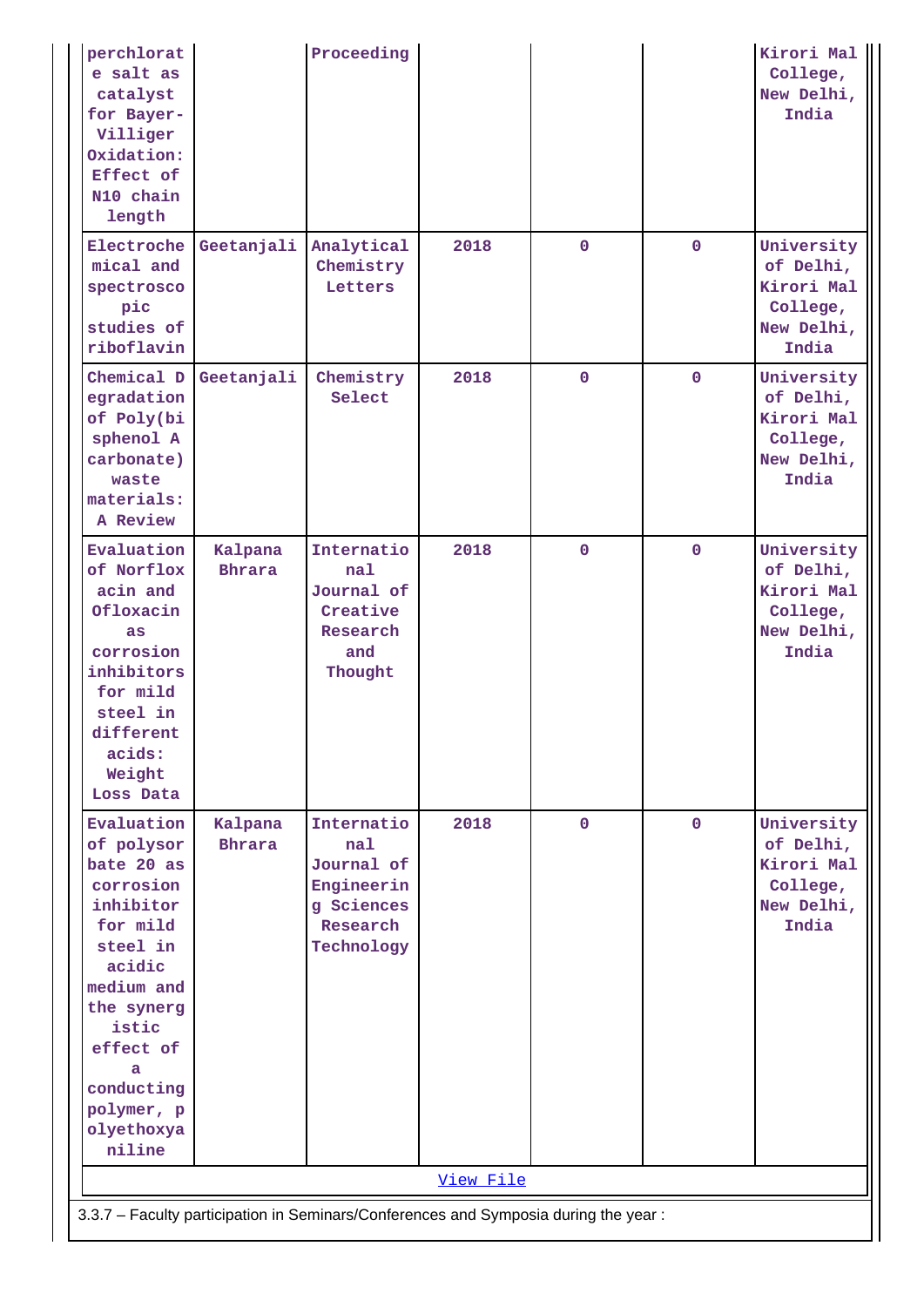| | | | | | | |
|---|---|---|---|---|---|---|
| perchlorate salt as catalyst for Bayer-Villiger Oxidation: Effect of N10 chain length | | Proceeding | | | | Kirori Mal College, New Delhi, India |
| Electrochemical and spectroscopic studies of riboflavin | Geetanjali | Analytical Chemistry Letters | 2018 | 0 | 0 | University of Delhi, Kirori Mal College, New Delhi, India |
| Chemical Degradation of Poly(bisphenol A carbonate) waste materials: A Review | Geetanjali | Chemistry Select | 2018 | 0 | 0 | University of Delhi, Kirori Mal College, New Delhi, India |
| Evaluation of Norfloxacin and Ofloxacin as corrosion inhibitors for mild steel in different acids: Weight Loss Data | Kalpana Bhrara | International Journal of Creative Research and Thought | 2018 | 0 | 0 | University of Delhi, Kirori Mal College, New Delhi, India |
| Evaluation of polysorbate 20 as corrosion inhibitor for mild steel in acidic medium and the synergistic effect of a conducting polymer, polyethoxyaniline | Kalpana Bhrara | International Journal of Engineering Sciences Research Technology | 2018 | 0 | 0 | University of Delhi, Kirori Mal College, New Delhi, India |

View File

3.3.7 – Faculty participation in Seminars/Conferences and Symposia during the year :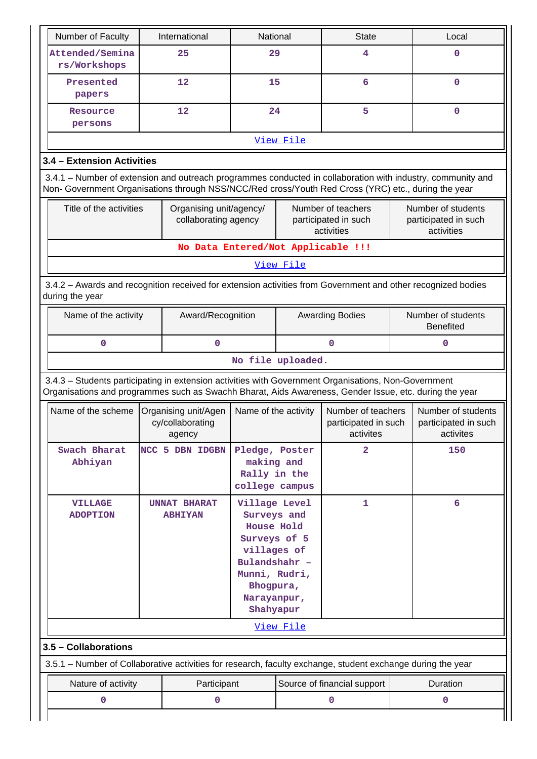| Number of Faculty | International | National | State | Local |
|---|---|---|---|---|
| Attended/Seminars/Workshops | 25 | 29 | 4 | 0 |
| Presented papers | 12 | 15 | 6 | 0 |
| Resource persons | 12 | 24 | 5 | 0 |
| View File | | | | |

### 3.4 – Extension Activities

3.4.1 – Number of extension and outreach programmes conducted in collaboration with industry, community and Non- Government Organisations through NSS/NCC/Red cross/Youth Red Cross (YRC) etc., during the year

| Title of the activities | Organising unit/agency/ collaborating agency | Number of teachers participated in such activities | Number of students participated in such activities |
|---|---|---|---|
| No Data Entered/Not Applicable !!! | | | |
| View File | | | |

3.4.2 – Awards and recognition received for extension activities from Government and other recognized bodies during the year

| Name of the activity | Award/Recognition | Awarding Bodies | Number of students Benefited |
|---|---|---|---|
| 0 | 0 | 0 | 0 |
| No file uploaded. | | | |

3.4.3 – Students participating in extension activities with Government Organisations, Non-Government Organisations and programmes such as Swachh Bharat, Aids Awareness, Gender Issue, etc. during the year

| Name of the scheme | Organising unit/Agency/collaborating agency | Name of the activity | Number of teachers participated in such activites | Number of students participated in such activites |
|---|---|---|---|---|
| Swach Bharat Abhiyan | NCC 5 DBN IDGBN | Pledge, Poster making and Rally in the college campus | 2 | 150 |
| VILLAGE ADOPTION | UNNAT BHARAT ABHIYAN | Village Level Surveys and House Hold Surveys of 5 villages of Bulandshahr – Munni, Rudri, Bhogpura, Narayanpur, Shahyapur | 1 | 6 |
| View File | | | | |

### 3.5 – Collaborations

3.5.1 – Number of Collaborative activities for research, faculty exchange, student exchange during the year

| Nature of activity | Participant | Source of financial support | Duration |
|---|---|---|---|
| 0 | 0 | 0 | 0 |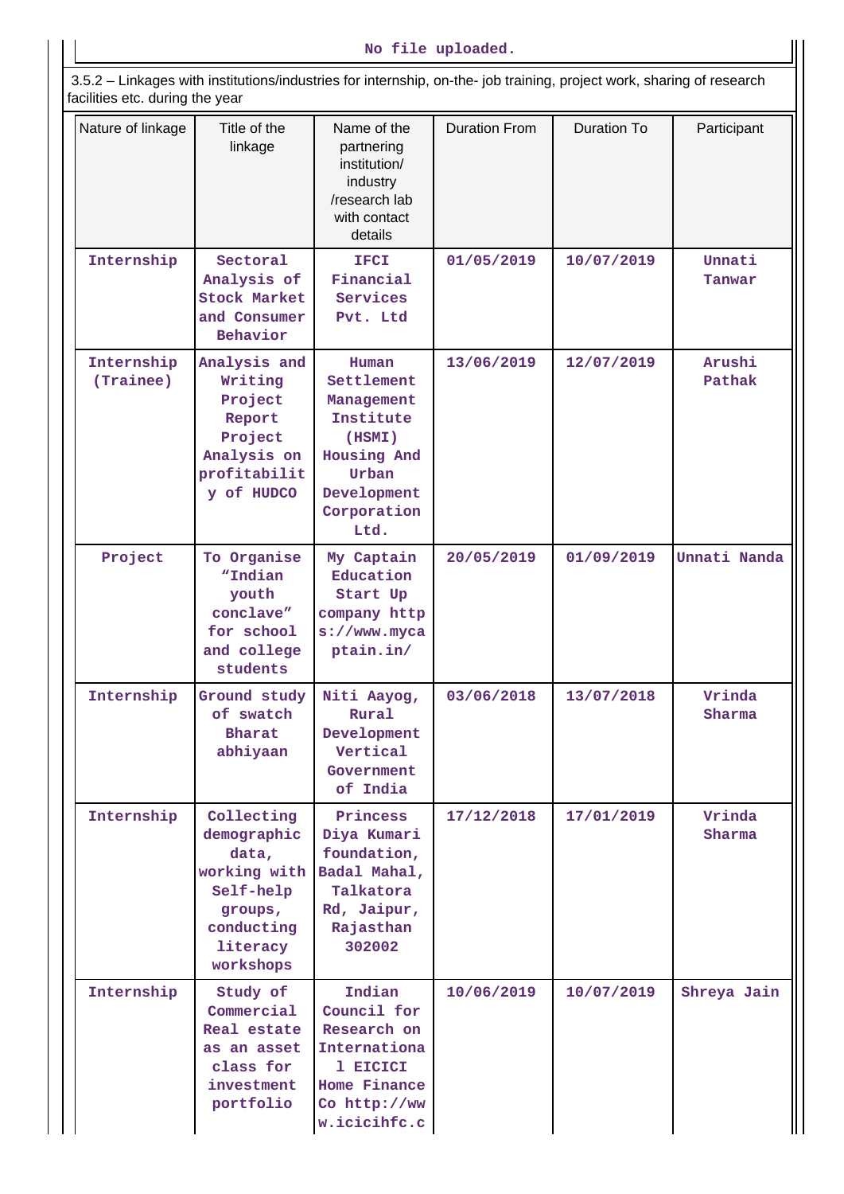No file uploaded.

3.5.2 – Linkages with institutions/industries for internship, on-the- job training, project work, sharing of research facilities etc. during the year

| Nature of linkage | Title of the linkage | Name of the partnering institution/ industry /research lab with contact details | Duration From | Duration To | Participant |
|---|---|---|---|---|---|
| Internship | Sectoral Analysis of Stock Market and Consumer Behavior | IFCI Financial Services Pvt. Ltd | 01/05/2019 | 10/07/2019 | Unnati Tanwar |
| Internship (Trainee) | Analysis and Writing Project Report Project Analysis on profitability of HUDCO | Human Settlement Management Institute (HSMI) Housing And Urban Development Corporation Ltd. | 13/06/2019 | 12/07/2019 | Arushi Pathak |
| Project | To Organise "Indian youth conclave" for school and college students | My Captain Education Start Up company https://www.mycaptain.in/ | 20/05/2019 | 01/09/2019 | Unnati Nanda |
| Internship | Ground study of swatch Bharat abhiyaan | Niti Aayog, Rural Development Vertical Government of India | 03/06/2018 | 13/07/2018 | Vrinda Sharma |
| Internship | Collecting demographic data, working with Self-help groups, conducting literacy workshops | Princess Diya Kumari foundation, Badal Mahal, Talkatora Rd, Jaipur, Rajasthan 302002 | 17/12/2018 | 17/01/2019 | Vrinda Sharma |
| Internship | Study of Commercial Real estate as an asset class for investment portfolio | Indian Council for Research on International EICICI Home Finance Co http://www.icicihfc.c | 10/06/2019 | 10/07/2019 | Shreya Jain |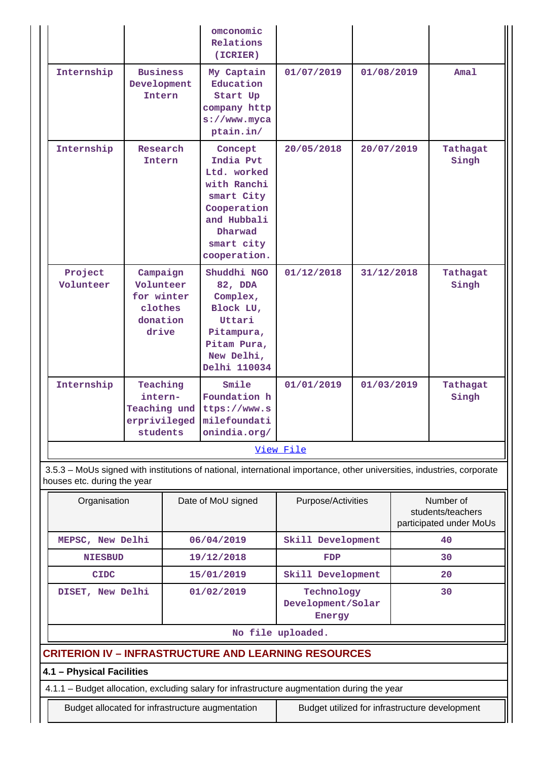| | | omconomic Relations (ICRIER) | | | |
|---|---|---|---|---|---|
| Internship | Business Development Intern | My Captain Education Start Up company https://www.mycaptain.in/ | 01/07/2019 | 01/08/2019 | Amal |
| Internship | Research Intern | Concept India Pvt Ltd. worked with Ranchi smart City Cooperation and Hubbali Dharwad smart city cooperation. | 20/05/2018 | 20/07/2019 | Tathagat Singh |
| Project Volunteer | Campaign Volunteer for winter clothes donation drive | Shuddhi NGO 82, DDA Complex, Block LU, Uttari Pitampura, Pitam Pura, New Delhi, Delhi 110034 | 01/12/2018 | 31/12/2018 | Tathagat Singh |
| Internship | Teaching intern- Teaching underprivileged students | Smile Foundation https://www.smilefoundationindia.org/ | 01/01/2019 | 01/03/2019 | Tathagat Singh |

[View File]

3.5.3 – MoUs signed with institutions of national, international importance, other universities, industries, corporate houses etc. during the year

| Organisation | Date of MoU signed | Purpose/Activities | Number of students/teachers participated under MoUs |
|---|---|---|---|
| MEPSC, New Delhi | 06/04/2019 | Skill Development | 40 |
| NIESBUD | 19/12/2018 | FDP | 30 |
| CIDC | 15/01/2019 | Skill Development | 20 |
| DISET, New Delhi | 01/02/2019 | Technology Development/Solar Energy | 30 |

No file uploaded.

## CRITERION IV – INFRASTRUCTURE AND LEARNING RESOURCES

### 4.1 – Physical Facilities

4.1.1 – Budget allocation, excluding salary for infrastructure augmentation during the year

| Budget allocated for infrastructure augmentation | Budget utilized for infrastructure development |
|---|---|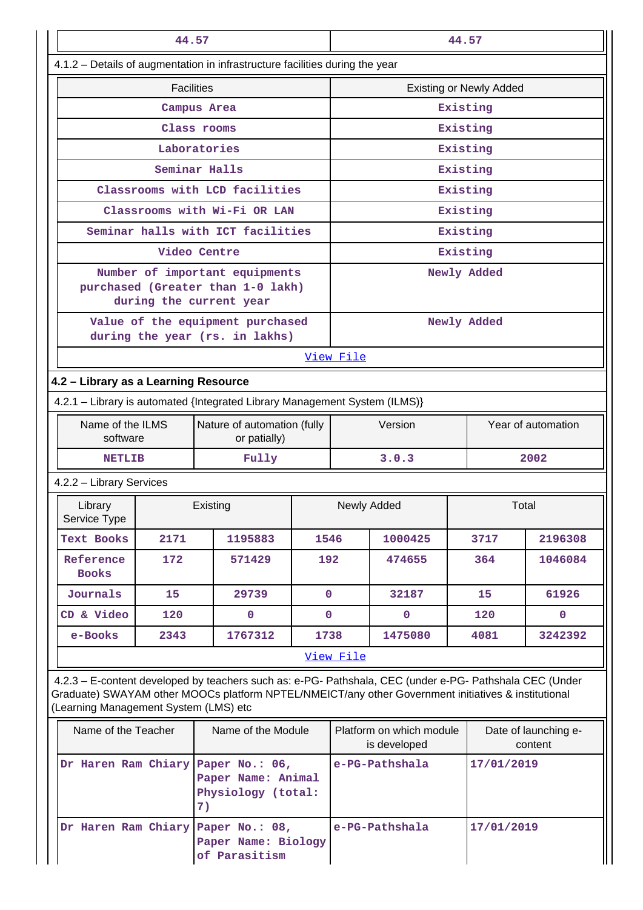| 44.57 | 44.57 |
|---|---|

4.1.2 – Details of augmentation in infrastructure facilities during the year

| Facilities | Existing or Newly Added |
|---|---|
| Campus Area | Existing |
| Class rooms | Existing |
| Laboratories | Existing |
| Seminar Halls | Existing |
| Classrooms with LCD facilities | Existing |
| Classrooms with Wi-Fi OR LAN | Existing |
| Seminar halls with ICT facilities | Existing |
| Video Centre | Existing |
| Number of important equipments purchased (Greater than 1-0 lakh) during the current year | Newly Added |
| Value of the equipment purchased during the year (rs. in lakhs) | Newly Added |
| View File | |

### 4.2 – Library as a Learning Resource

4.2.1 – Library is automated {Integrated Library Management System (ILMS)}

| Name of the ILMS software | Nature of automation (fully or patially) | Version | Year of automation |
|---|---|---|---|
| NETLIB | Fully | 3.0.3 | 2002 |

4.2.2 – Library Services

| Library Service Type | Existing | | Newly Added | | Total | |
|---|---|---|---|---|---|---|
| Text Books | 2171 | 1195883 | 1546 | 1000425 | 3717 | 2196308 |
| Reference Books | 172 | 571429 | 192 | 474655 | 364 | 1046084 |
| Journals | 15 | 29739 | 0 | 32187 | 15 | 61926 |
| CD & Video | 120 | 0 | 0 | 0 | 120 | 0 |
| e-Books | 2343 | 1767312 | 1738 | 1475080 | 4081 | 3242392 |
| View File | | | | | | |

4.2.3 – E-content developed by teachers such as: e-PG- Pathshala, CEC (under e-PG- Pathshala CEC (Under Graduate) SWAYAM other MOOCs platform NPTEL/NMEICT/any other Government initiatives & institutional (Learning Management System (LMS) etc

| Name of the Teacher | Name of the Module | Platform on which module is developed | Date of launching e-content |
|---|---|---|---|
| Dr Haren Ram Chiary | Paper No.: 06, Paper Name: Animal Physiology (total: 7) | e-PG-Pathshala | 17/01/2019 |
| Dr Haren Ram Chiary | Paper No.: 08, Paper Name: Biology of Parasitism | e-PG-Pathshala | 17/01/2019 |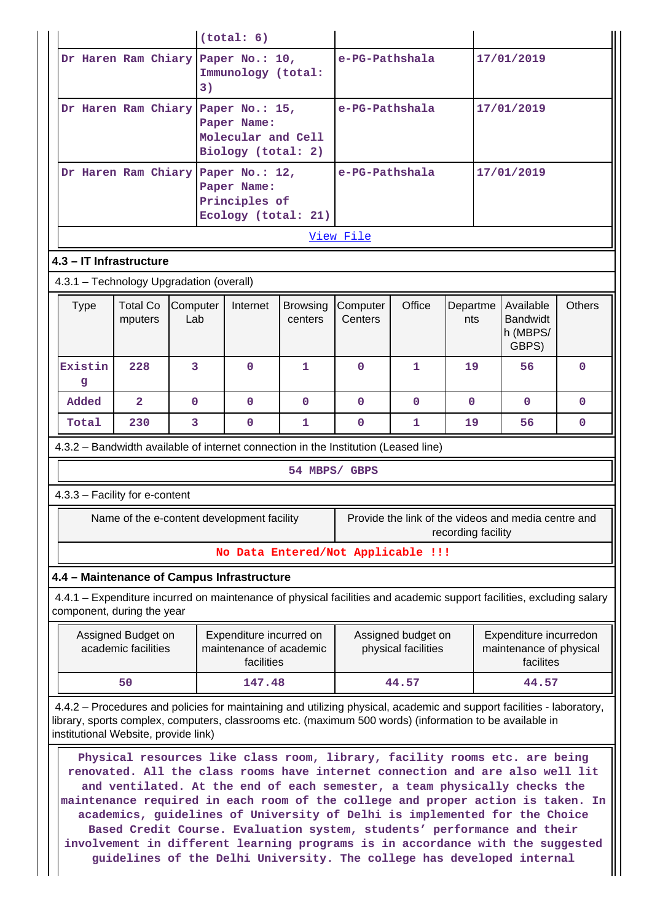| | (total: 6) | | |
|---|---|---|---|
| Dr Haren Ram Chiary | Paper No.: 10, Immunology (total: 3) | e-PG-Pathshala | 17/01/2019 |
| Dr Haren Ram Chiary | Paper No.: 15, Paper Name: Molecular and Cell Biology (total: 2) | e-PG-Pathshala | 17/01/2019 |
| Dr Haren Ram Chiary | Paper No.: 12, Paper Name: Principles of Ecology (total: 21) | e-PG-Pathshala | 17/01/2019 |

[View File]

### 4.3 – IT Infrastructure

4.3.1 – Technology Upgradation (overall)

| Type | Total Computers | Computer Lab | Internet | Browsing centers | Computer Centers | Office | Departments | Available Bandwidth (MBPS/ GBPS) | Others |
|---|---|---|---|---|---|---|---|---|---|
| Existing | 228 | 3 | 0 | 1 | 0 | 1 | 19 | 56 | 0 |
| Added | 2 | 0 | 0 | 0 | 0 | 0 | 0 | 0 | 0 |
| Total | 230 | 3 | 0 | 1 | 0 | 1 | 19 | 56 | 0 |

4.3.2 – Bandwidth available of internet connection in the Institution (Leased line)

54 MBPS/ GBPS

4.3.3 – Facility for e-content

| Name of the e-content development facility | Provide the link of the videos and media centre and recording facility |
|---|---|
| No Data Entered/Not Applicable !!! | |

### 4.4 – Maintenance of Campus Infrastructure

4.4.1 – Expenditure incurred on maintenance of physical facilities and academic support facilities, excluding salary component, during the year

| Assigned Budget on academic facilities | Expenditure incurred on maintenance of academic facilities | Assigned budget on physical facilities | Expenditure incurredon maintenance of physical facilites |
|---|---|---|---|
| 50 | 147.48 | 44.57 | 44.57 |

4.4.2 – Procedures and policies for maintaining and utilizing physical, academic and support facilities - laboratory, library, sports complex, computers, classrooms etc. (maximum 500 words) (information to be available in institutional Website, provide link)

Physical resources like class room, library, facility rooms etc. are being renovated. All the class rooms have internet connection and are also well lit and ventilated. At the end of each semester, a team physically checks the maintenance required in each room of the college and proper action is taken. In academics, guidelines of University of Delhi is implemented for the Choice Based Credit Course. Evaluation system, students' performance and their involvement in different learning programs is in accordance with the suggested guidelines of the Delhi University. The college has developed internal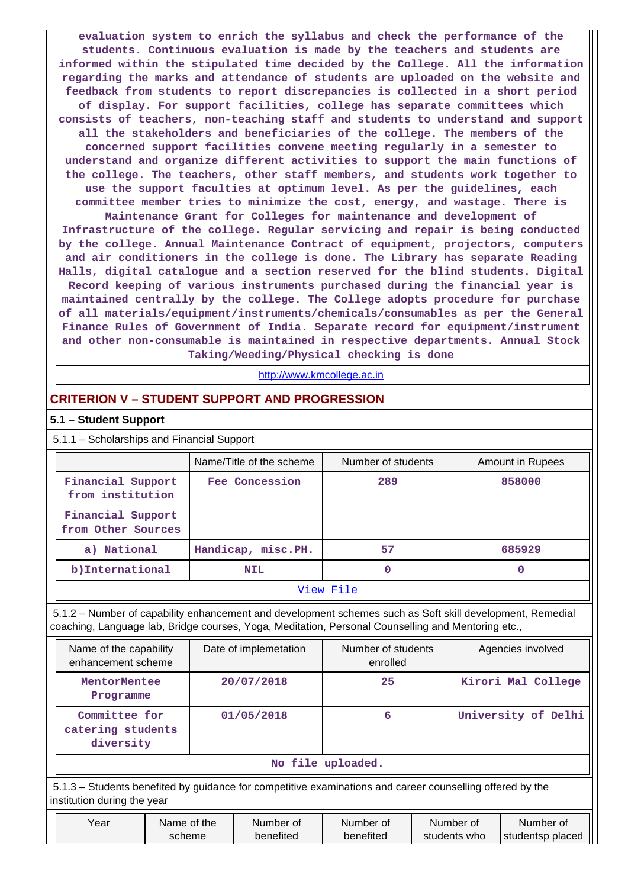evaluation system to enrich the syllabus and check the performance of the students. Continuous evaluation is made by the teachers and students are informed within the stipulated time decided by the College. All the information regarding the marks and attendance of students are uploaded on the website and feedback from students to report discrepancies is collected in a short period of display. For support facilities, college has separate committees which consists of teachers, non-teaching staff and students to understand and support all the stakeholders and beneficiaries of the college. The members of the concerned support facilities convene meeting regularly in a semester to understand and organize different activities to support the main functions of the college. The teachers, other staff members, and students work together to use the support faculties at optimum level. As per the guidelines, each committee member tries to minimize the cost, energy, and wastage. There is Maintenance Grant for Colleges for maintenance and development of Infrastructure of the college. Regular servicing and repair is being conducted by the college. Annual Maintenance Contract of equipment, projectors, computers and air conditioners in the college is done. The Library has separate Reading Halls, digital catalogue and a section reserved for the blind students. Digital Record keeping of various instruments purchased during the financial year is maintained centrally by the college. The College adopts procedure for purchase of all materials/equipment/instruments/chemicals/consumables as per the General Finance Rules of Government of India. Separate record for equipment/instrument and other non-consumable is maintained in respective departments. Annual Stock Taking/Weeding/Physical checking is done

http://www.kmcollege.ac.in

## CRITERION V – STUDENT SUPPORT AND PROGRESSION

### 5.1 – Student Support

5.1.1 – Scholarships and Financial Support

| | Name/Title of the scheme | Number of students | Amount in Rupees |
|---|---|---|---|
| Financial Support from institution | Fee Concession | 289 | 858000 |
| Financial Support from Other Sources | | | |
| a) National | Handicap, misc.PH. | 57 | 685929 |
| b)International | NIL | 0 | 0 |
| View File | | | |

5.1.2 – Number of capability enhancement and development schemes such as Soft skill development, Remedial coaching, Language lab, Bridge courses, Yoga, Meditation, Personal Counselling and Mentoring etc.,

| Name of the capability enhancement scheme | Date of implemetation | Number of students enrolled | Agencies involved |
|---|---|---|---|
| MentorMentee Programme | 20/07/2018 | 25 | Kirori Mal College |
| Committee for catering students diversity | 01/05/2018 | 6 | University of Delhi |
| No file uploaded. | | | |

5.1.3 – Students benefited by guidance for competitive examinations and career counselling offered by the institution during the year

| Year | Name of the scheme | Number of benefited | Number of benefited | Number of students who | Number of studentsp placed |
|---|---|---|---|---|---|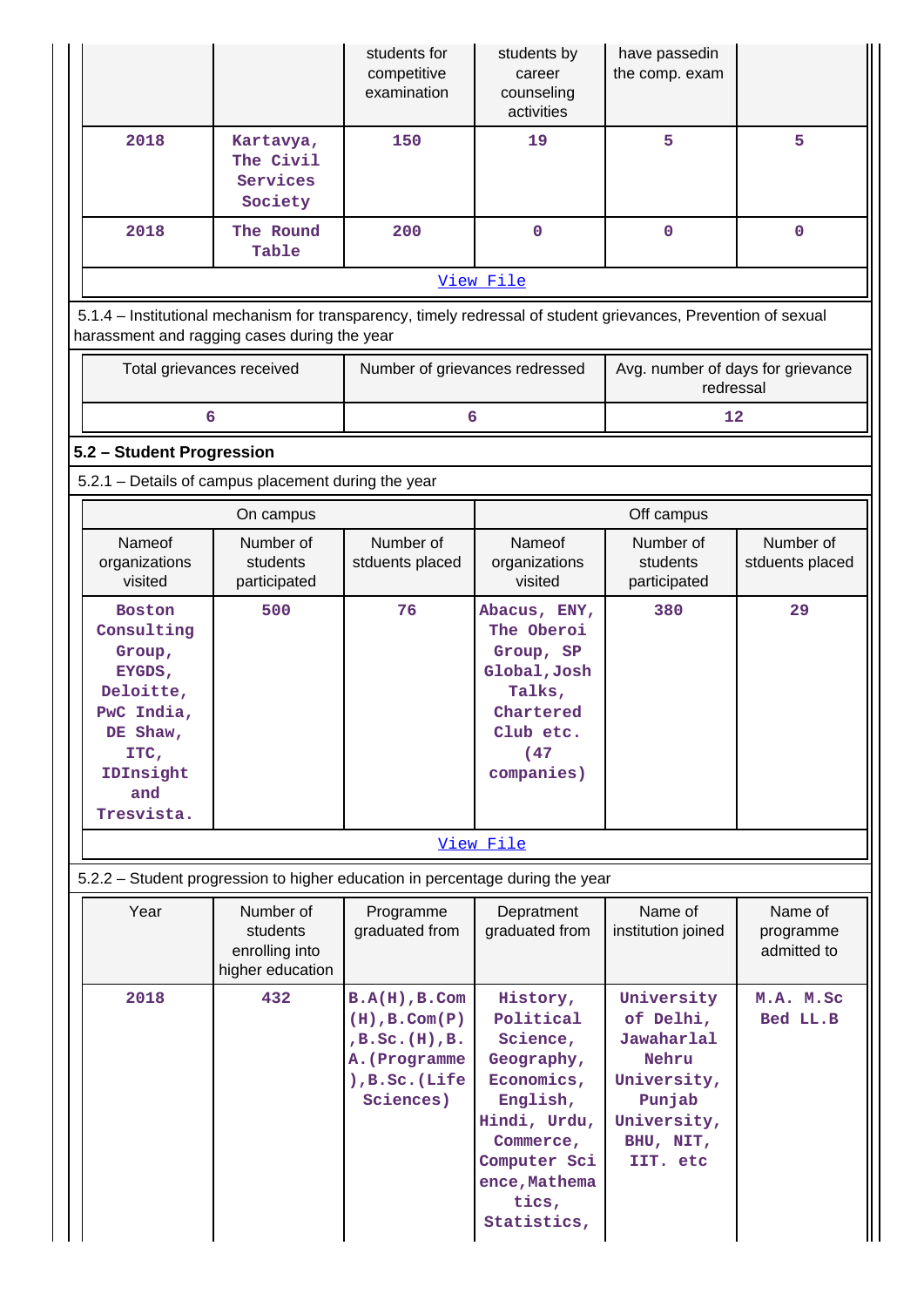| | | students for competitive examination | students by career counseling activities | have passedin the comp. exam | |
|---|---|---|---|---|---|
| 2018 | Kartavya, The Civil Services Society | 150 | 19 | 5 | 5 |
| 2018 | The Round Table | 200 | 0 | 0 | 0 |

View File

5.1.4 – Institutional mechanism for transparency, timely redressal of student grievances, Prevention of sexual harassment and ragging cases during the year

| Total grievances received | Number of grievances redressed | Avg. number of days for grievance redressal |
|---|---|---|
| 6 | 6 | 12 |

**5.2 – Student Progression**

5.2.1 – Details of campus placement during the year

| On campus | | | Off campus | | |
|---|---|---|---|---|---|
| Nameof organizations visited | Number of students participated | Number of stduents placed | Nameof organizations visited | Number of students participated | Number of stduents placed |
| Boston Consulting Group, EYGDS, Deloitte, PwC India, DE Shaw, ITC, IDInsight and Tresvista. | 500 | 76 | Abacus, ENY, The Oberoi Group, SP Global,Josh Talks, Chartered Club etc. (47 companies) | 380 | 29 |

View File

5.2.2 – Student progression to higher education in percentage during the year

| Year | Number of students enrolling into higher education | Programme graduated from | Depratment graduated from | Name of institution joined | Name of programme admitted to |
|---|---|---|---|---|---|
| 2018 | 432 | B.A(H),B.Com (H),B.Com(P) ,B.Sc.(H),B. A.(Programme ),B.Sc.(Life Sciences) | History, Political Science, Geography, Economics, English, Hindi, Urdu, Commerce, Computer Sci ence,Mathema tics, Statistics, | University of Delhi, Jawaharlal Nehru University, Punjab University, BHU, NIT, IIT. etc | M.A. M.Sc Bed LL.B |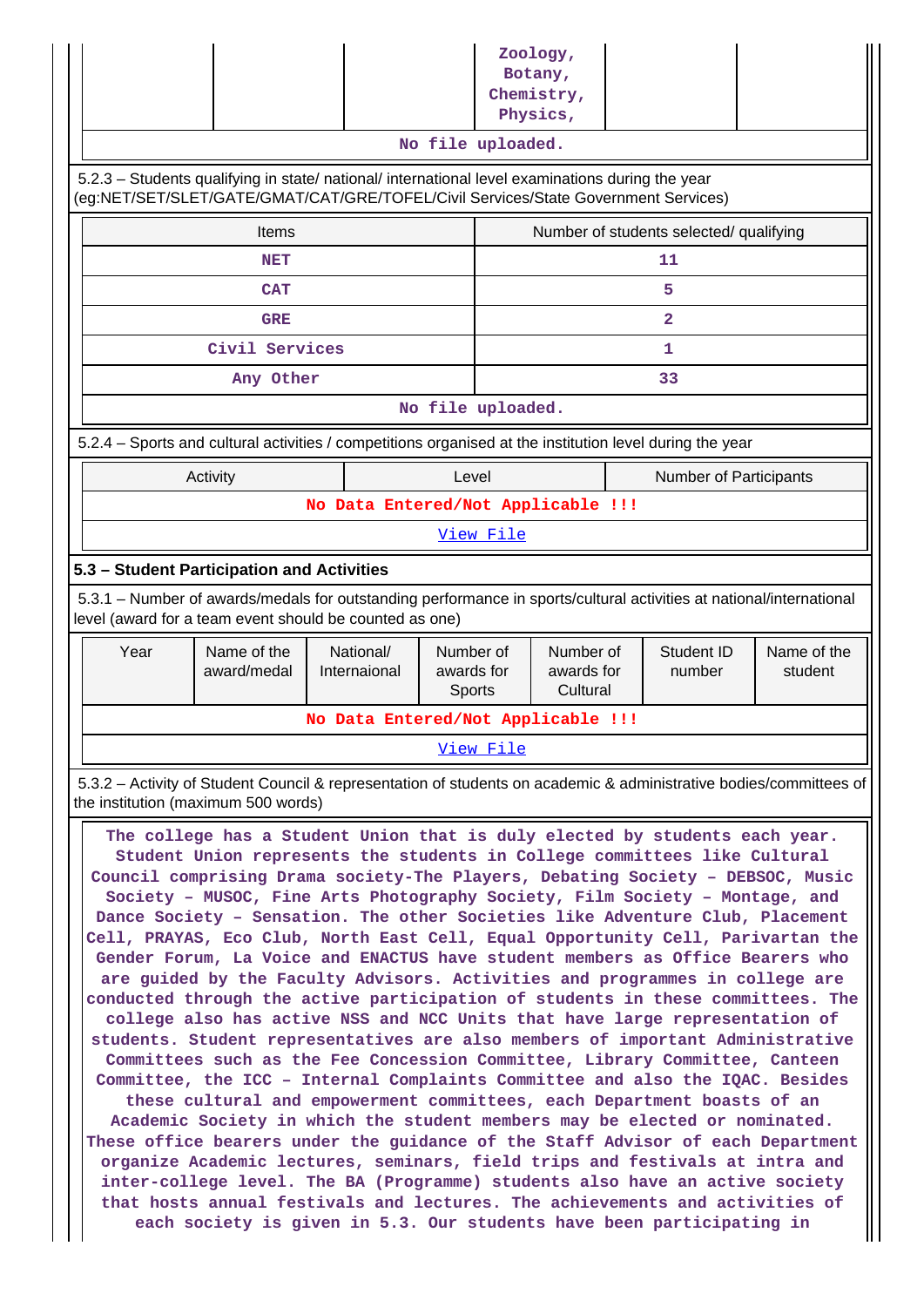|  |  |  | Zoology, Botany, Chemistry, Physics, |  |  |
|---|---|---|---|---|---|
| No file uploaded. | | | | | |

5.2.3 – Students qualifying in state/ national/ international level examinations during the year (eg:NET/SET/SLET/GATE/GMAT/CAT/GRE/TOFEL/Civil Services/State Government Services)

| Items | Number of students selected/ qualifying |
|---|---|
| NET | 11 |
| CAT | 5 |
| GRE | 2 |
| Civil Services | 1 |
| Any Other | 33 |
| No file uploaded. | |

5.2.4 – Sports and cultural activities / competitions organised at the institution level during the year

| Activity | Level | Number of Participants |
|---|---|---|
| No Data Entered/Not Applicable !!! | | |
| View File | | |

### 5.3 – Student Participation and Activities

5.3.1 – Number of awards/medals for outstanding performance in sports/cultural activities at national/international level (award for a team event should be counted as one)

| Year | Name of the award/medal | National/ Internaional | Number of awards for Sports | Number of awards for Cultural | Student ID number | Name of the student |
|---|---|---|---|---|---|---|
| No Data Entered/Not Applicable !!! | | | | | | |
| View File | | | | | | |

5.3.2 – Activity of Student Council & representation of students on academic & administrative bodies/committees of the institution (maximum 500 words)

The college has a Student Union that is duly elected by students each year. Student Union represents the students in College committees like Cultural Council comprising Drama society-The Players, Debating Society – DEBSOC, Music Society – MUSOC, Fine Arts Photography Society, Film Society – Montage, and Dance Society – Sensation. The other Societies like Adventure Club, Placement Cell, PRAYAS, Eco Club, North East Cell, Equal Opportunity Cell, Parivartan the Gender Forum, La Voice and ENACTUS have student members as Office Bearers who are guided by the Faculty Advisors. Activities and programmes in college are conducted through the active participation of students in these committees. The college also has active NSS and NCC Units that have large representation of students. Student representatives are also members of important Administrative Committees such as the Fee Concession Committee, Library Committee, Canteen Committee, the ICC – Internal Complaints Committee and also the IQAC. Besides these cultural and empowerment committees, each Department boasts of an Academic Society in which the student members may be elected or nominated. These office bearers under the guidance of the Staff Advisor of each Department organize Academic lectures, seminars, field trips and festivals at intra and inter-college level. The BA (Programme) students also have an active society that hosts annual festivals and lectures. The achievements and activities of each society is given in 5.3. Our students have been participating in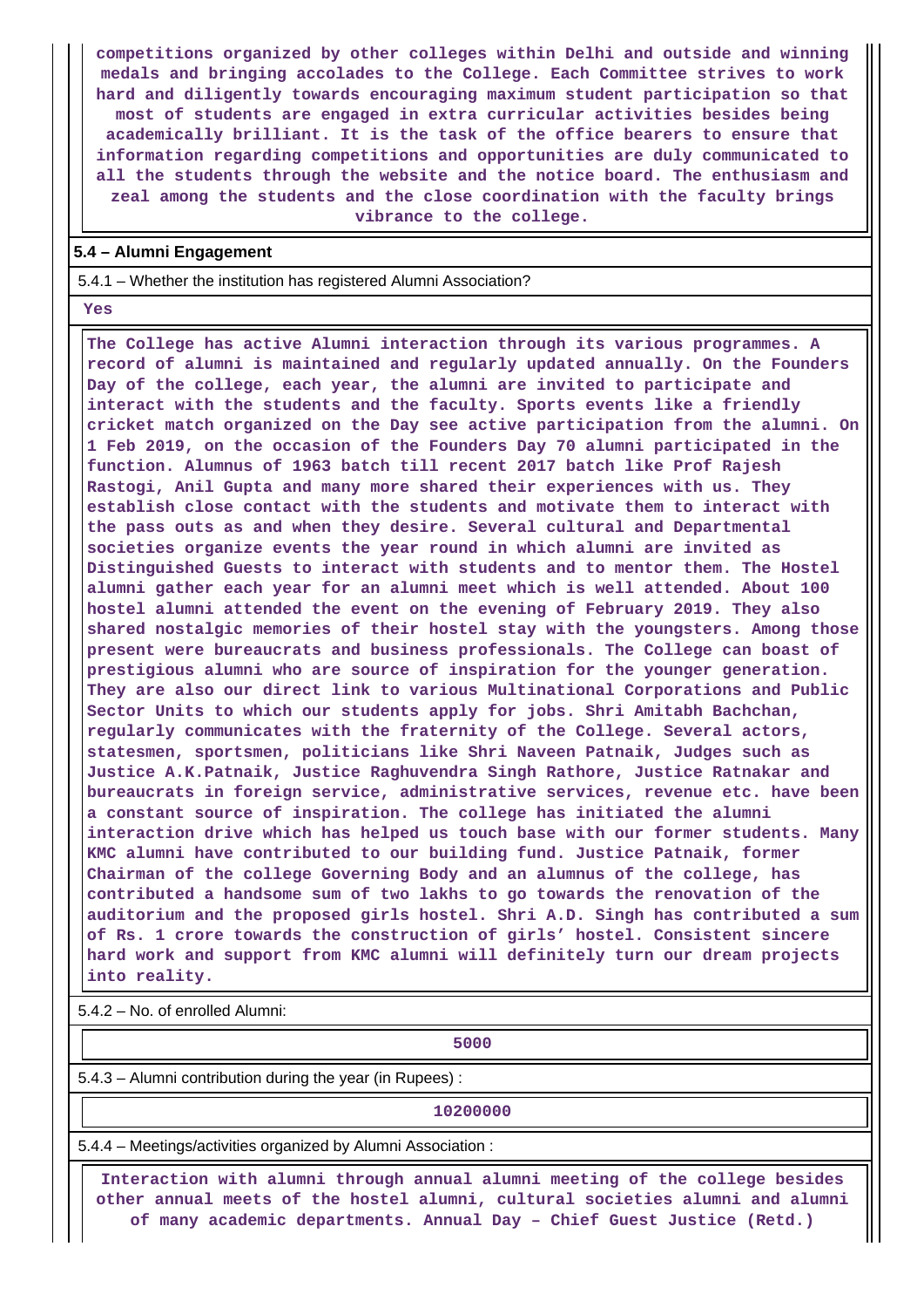competitions organized by other colleges within Delhi and outside and winning medals and bringing accolades to the College. Each Committee strives to work hard and diligently towards encouraging maximum student participation so that most of students are engaged in extra curricular activities besides being academically brilliant. It is the task of the office bearers to ensure that information regarding competitions and opportunities are duly communicated to all the students through the website and the notice board. The enthusiasm and zeal among the students and the close coordination with the faculty brings vibrance to the college.

## 5.4 – Alumni Engagement

5.4.1 – Whether the institution has registered Alumni Association?

Yes

The College has active Alumni interaction through its various programmes. A record of alumni is maintained and regularly updated annually. On the Founders Day of the college, each year, the alumni are invited to participate and interact with the students and the faculty. Sports events like a friendly cricket match organized on the Day see active participation from the alumni. On 1 Feb 2019, on the occasion of the Founders Day 70 alumni participated in the function. Alumnus of 1963 batch till recent 2017 batch like Prof Rajesh Rastogi, Anil Gupta and many more shared their experiences with us. They establish close contact with the students and motivate them to interact with the pass outs as and when they desire. Several cultural and Departmental societies organize events the year round in which alumni are invited as Distinguished Guests to interact with students and to mentor them. The Hostel alumni gather each year for an alumni meet which is well attended. About 100 hostel alumni attended the event on the evening of February 2019. They also shared nostalgic memories of their hostel stay with the youngsters. Among those present were bureaucrats and business professionals. The College can boast of prestigious alumni who are source of inspiration for the younger generation. They are also our direct link to various Multinational Corporations and Public Sector Units to which our students apply for jobs. Shri Amitabh Bachchan, regularly communicates with the fraternity of the College. Several actors, statesmen, sportsmen, politicians like Shri Naveen Patnaik, Judges such as Justice A.K.Patnaik, Justice Raghuvendra Singh Rathore, Justice Ratnakar and bureaucrats in foreign service, administrative services, revenue etc. have been a constant source of inspiration. The college has initiated the alumni interaction drive which has helped us touch base with our former students. Many KMC alumni have contributed to our building fund. Justice Patnaik, former Chairman of the college Governing Body and an alumnus of the college, has contributed a handsome sum of two lakhs to go towards the renovation of the auditorium and the proposed girls hostel. Shri A.D. Singh has contributed a sum of Rs. 1 crore towards the construction of girls' hostel. Consistent sincere hard work and support from KMC alumni will definitely turn our dream projects into reality.

5.4.2 – No. of enrolled Alumni:

5000

5.4.3 – Alumni contribution during the year (in Rupees) :

10200000

5.4.4 – Meetings/activities organized by Alumni Association :

Interaction with alumni through annual alumni meeting of the college besides other annual meets of the hostel alumni, cultural societies alumni and alumni of many academic departments. Annual Day – Chief Guest Justice (Retd.)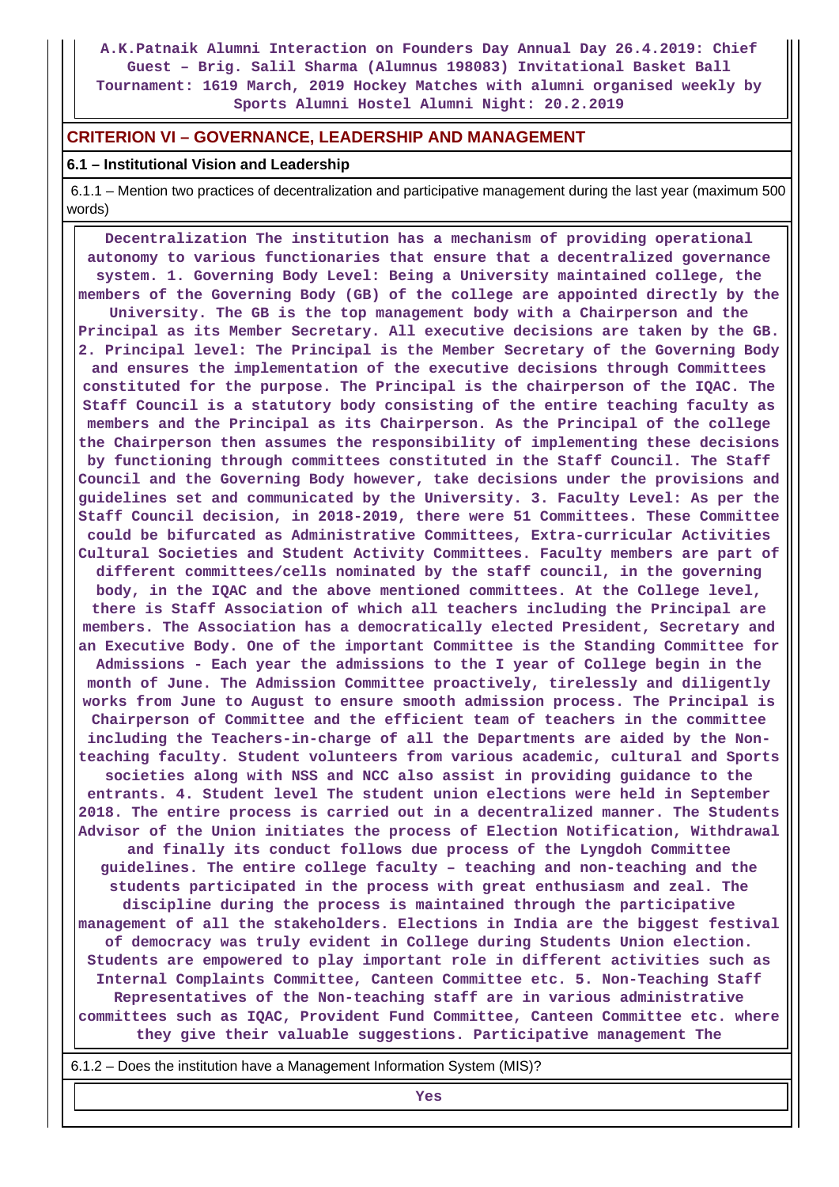A.K.Patnaik Alumni Interaction on Founders Day Annual Day 26.4.2019: Chief Guest – Brig. Salil Sharma (Alumnus 198083) Invitational Basket Ball Tournament: 1619 March, 2019 Hockey Matches with alumni organised weekly by Sports Alumni Hostel Alumni Night: 20.2.2019

## CRITERION VI – GOVERNANCE, LEADERSHIP AND MANAGEMENT

### 6.1 – Institutional Vision and Leadership

6.1.1 – Mention two practices of decentralization and participative management during the last year (maximum 500 words)

Decentralization The institution has a mechanism of providing operational autonomy to various functionaries that ensure that a decentralized governance system. 1. Governing Body Level: Being a University maintained college, the members of the Governing Body (GB) of the college are appointed directly by the University. The GB is the top management body with a Chairperson and the Principal as its Member Secretary. All executive decisions are taken by the GB. 2. Principal level: The Principal is the Member Secretary of the Governing Body and ensures the implementation of the executive decisions through Committees constituted for the purpose. The Principal is the chairperson of the IQAC. The Staff Council is a statutory body consisting of the entire teaching faculty as members and the Principal as its Chairperson. As the Principal of the college the Chairperson then assumes the responsibility of implementing these decisions by functioning through committees constituted in the Staff Council. The Staff Council and the Governing Body however, take decisions under the provisions and guidelines set and communicated by the University. 3. Faculty Level: As per the Staff Council decision, in 2018-2019, there were 51 Committees. These Committee could be bifurcated as Administrative Committees, Extra-curricular Activities Cultural Societies and Student Activity Committees. Faculty members are part of different committees/cells nominated by the staff council, in the governing body, in the IQAC and the above mentioned committees. At the College level, there is Staff Association of which all teachers including the Principal are members. The Association has a democratically elected President, Secretary and an Executive Body. One of the important Committee is the Standing Committee for Admissions - Each year the admissions to the I year of College begin in the month of June. The Admission Committee proactively, tirelessly and diligently works from June to August to ensure smooth admission process. The Principal is Chairperson of Committee and the efficient team of teachers in the committee including the Teachers-in-charge of all the Departments are aided by the Non-teaching faculty. Student volunteers from various academic, cultural and Sports societies along with NSS and NCC also assist in providing guidance to the entrants. 4. Student level The student union elections were held in September 2018. The entire process is carried out in a decentralized manner. The Students Advisor of the Union initiates the process of Election Notification, Withdrawal and finally its conduct follows due process of the Lyngdoh Committee guidelines. The entire college faculty – teaching and non-teaching and the students participated in the process with great enthusiasm and zeal. The discipline during the process is maintained through the participative management of all the stakeholders. Elections in India are the biggest festival of democracy was truly evident in College during Students Union election. Students are empowered to play important role in different activities such as Internal Complaints Committee, Canteen Committee etc. 5. Non-Teaching Staff Representatives of the Non-teaching staff are in various administrative committees such as IQAC, Provident Fund Committee, Canteen Committee etc. where they give their valuable suggestions. Participative management The

6.1.2 – Does the institution have a Management Information System (MIS)?

Yes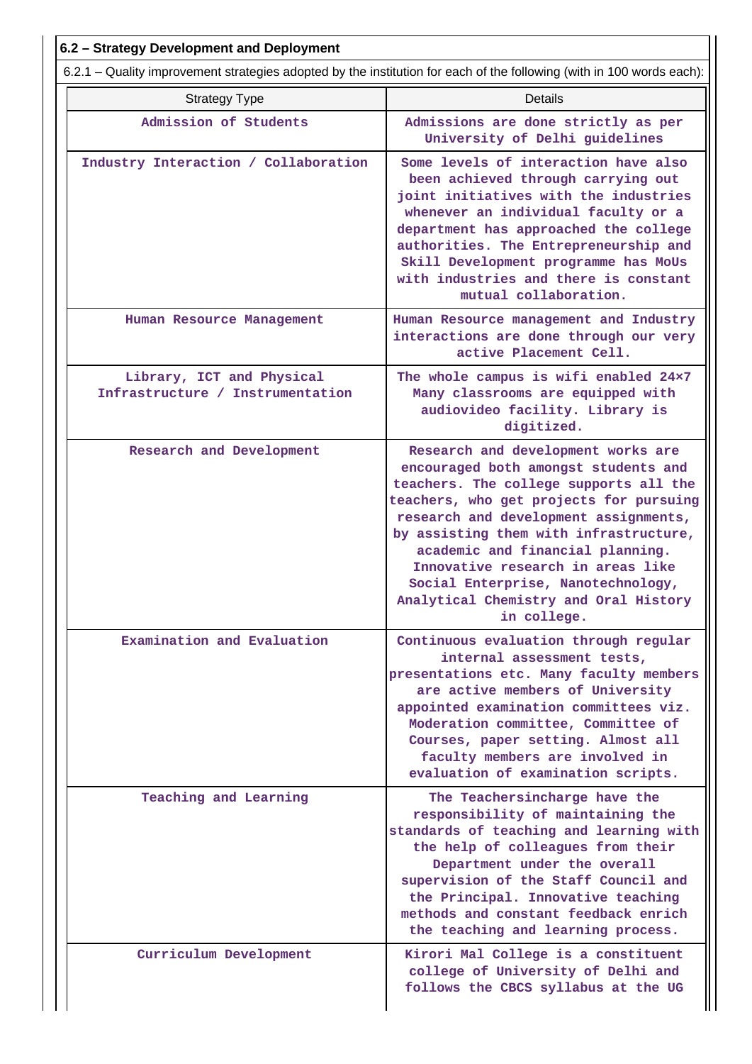**6.2 – Strategy Development and Deployment**

6.2.1 – Quality improvement strategies adopted by the institution for each of the following (with in 100 words each):

| Strategy Type | Details |
|---|---|
| Admission of Students | Admissions are done strictly as per University of Delhi guidelines |
| Industry Interaction / Collaboration | Some levels of interaction have also been achieved through carrying out joint initiatives with the industries whenever an individual faculty or a department has approached the college authorities. The Entrepreneurship and Skill Development programme has MoUs with industries and there is constant mutual collaboration. |
| Human Resource Management | Human Resource management and Industry interactions are done through our very active Placement Cell. |
| Library, ICT and Physical Infrastructure / Instrumentation | The whole campus is wifi enabled 24×7 Many classrooms are equipped with audiovideo facility. Library is digitized. |
| Research and Development | Research and development works are encouraged both amongst students and teachers. The college supports all the teachers, who get projects for pursuing research and development assignments, by assisting them with infrastructure, academic and financial planning. Innovative research in areas like Social Enterprise, Nanotechnology, Analytical Chemistry and Oral History in college. |
| Examination and Evaluation | Continuous evaluation through regular internal assessment tests, presentations etc. Many faculty members are active members of University appointed examination committees viz. Moderation committee, Committee of Courses, paper setting. Almost all faculty members are involved in evaluation of examination scripts. |
| Teaching and Learning | The Teachersincharge have the responsibility of maintaining the standards of teaching and learning with the help of colleagues from their Department under the overall supervision of the Staff Council and the Principal. Innovative teaching methods and constant feedback enrich the teaching and learning process. |
| Curriculum Development | Kirori Mal College is a constituent college of University of Delhi and follows the CBCS syllabus at the UG |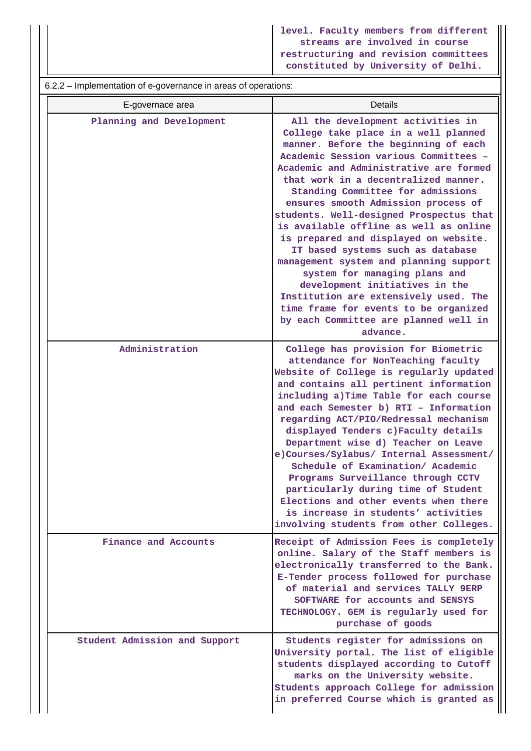| | level. Faculty members from different streams are involved in course restructuring and revision committees constituted by University of Delhi. |
|---|---|

6.2.2 – Implementation of e-governance in areas of operations:

| E-governace area | Details |
|---|---|
| Planning and Development | All the development activities in College take place in a well planned manner. Before the beginning of each Academic Session various Committees – Academic and Administrative are formed that work in a decentralized manner. Standing Committee for admissions ensures smooth Admission process of students. Well-designed Prospectus that is available offline as well as online is prepared and displayed on website. IT based systems such as database management system and planning support system for managing plans and development initiatives in the Institution are extensively used. The time frame for events to be organized by each Committee are planned well in advance. |
| Administration | College has provision for Biometric attendance for NonTeaching faculty Website of College is regularly updated and contains all pertinent information including a)Time Table for each course and each Semester b) RTI – Information regarding ACT/PIO/Redressal mechanism displayed Tenders c)Faculty details Department wise d) Teacher on Leave e)Courses/Sylabus/ Internal Assessment/ Schedule of Examination/ Academic Programs Surveillance through CCTV particularly during time of Student Elections and other events when there is increase in students' activities involving students from other Colleges. |
| Finance and Accounts | Receipt of Admission Fees is completely online. Salary of the Staff members is electronically transferred to the Bank. E-Tender process followed for purchase of material and services TALLY 9ERP SOFTWARE for accounts and SENSYS TECHNOLOGY. GEM is regularly used for purchase of goods |
| Student Admission and Support | Students register for admissions on University portal. The list of eligible students displayed according to Cutoff marks on the University website. Students approach College for admission in preferred Course which is granted as |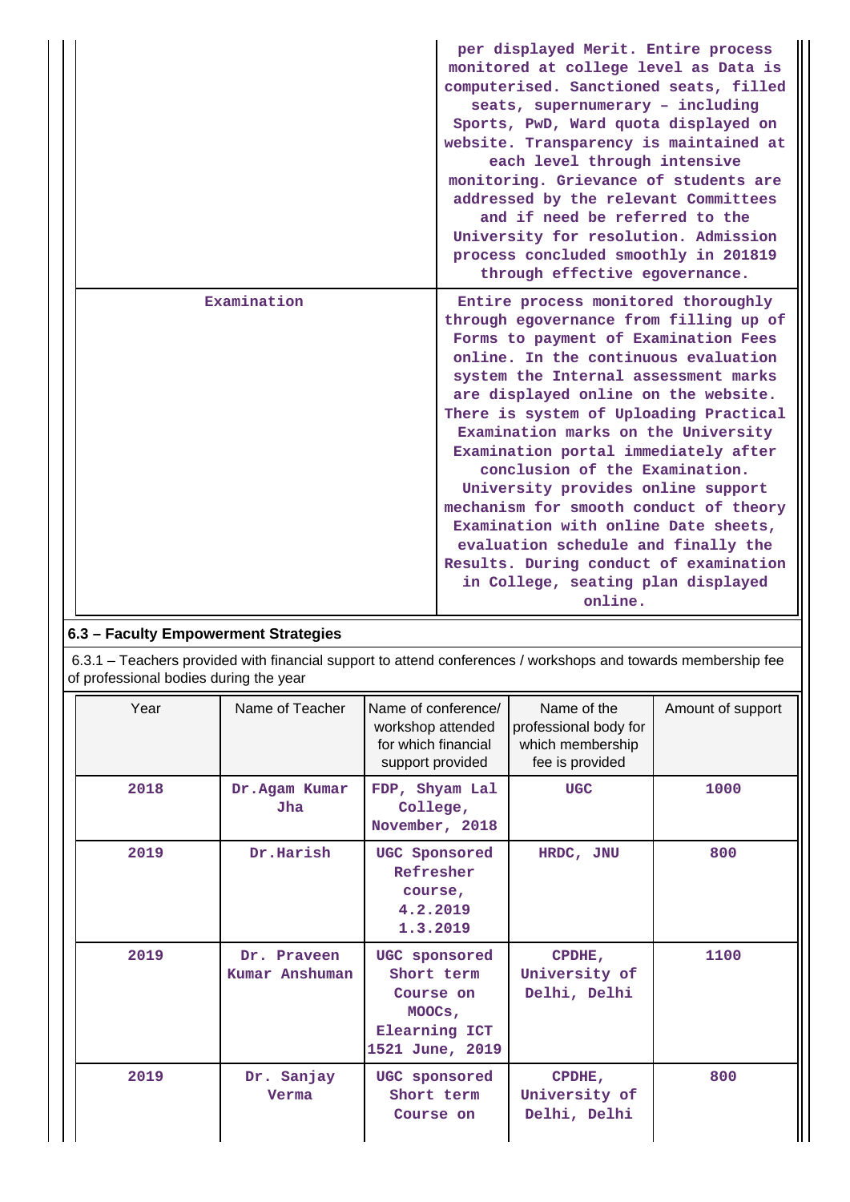| | |
|---|---|
| | per displayed Merit. Entire process monitored at college level as Data is computerised. Sanctioned seats, filled seats, supernumerary – including Sports, PwD, Ward quota displayed on website. Transparency is maintained at each level through intensive monitoring. Grievance of students are addressed by the relevant Committees and if need be referred to the University for resolution. Admission process concluded smoothly in 201819 through effective egovernance. |
| Examination | Entire process monitored thoroughly through egovernance from filling up of Forms to payment of Examination Fees online. In the continuous evaluation system the Internal assessment marks are displayed online on the website. There is system of Uploading Practical Examination marks on the University Examination portal immediately after conclusion of the Examination. University provides online support mechanism for smooth conduct of theory Examination with online Date sheets, evaluation schedule and finally the Results. During conduct of examination in College, seating plan displayed online. |

### 6.3 – Faculty Empowerment Strategies

6.3.1 – Teachers provided with financial support to attend conferences / workshops and towards membership fee of professional bodies during the year

| Year | Name of Teacher | Name of conference/ workshop attended for which financial support provided | Name of the professional body for which membership fee is provided | Amount of support |
|---|---|---|---|---|
| 2018 | Dr.Agam Kumar Jha | FDP, Shyam Lal College, November, 2018 | UGC | 1000 |
| 2019 | Dr.Harish | UGC Sponsored Refresher course, 4.2.2019 1.3.2019 | HRDC, JNU | 800 |
| 2019 | Dr. Praveen Kumar Anshuman | UGC sponsored Short term Course on MOOCs, Elearning ICT 1521 June, 2019 | CPDHE, University of Delhi, Delhi | 1100 |
| 2019 | Dr. Sanjay Verma | UGC sponsored Short term Course on | CPDHE, University of Delhi, Delhi | 800 |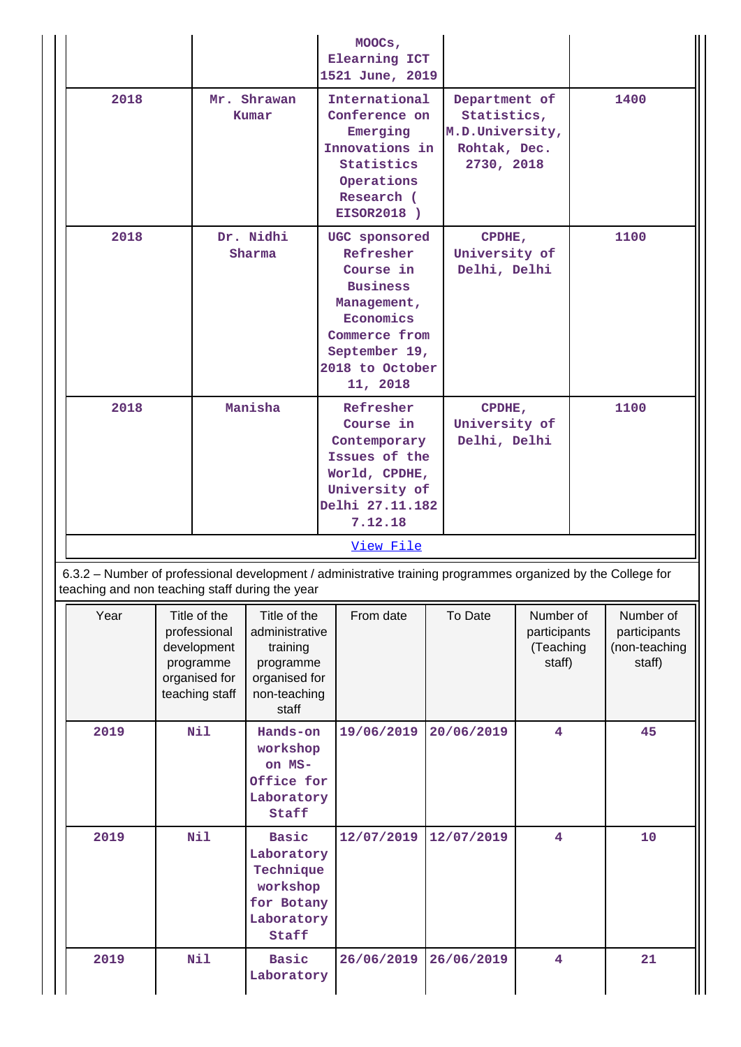| | | | | |
|---|---|---|---|---|
| | | MOOCs, Elearning ICT 1521 June, 2019 | | |
| 2018 | Mr. Shrawan Kumar | International Conference on Emerging Innovations in Statistics Operations Research ( EISOR2018 ) | Department of Statistics, M.D.University, Rohtak, Dec. 2730, 2018 | 1400 |
| 2018 | Dr. Nidhi Sharma | UGC sponsored Refresher Course in Business Management, Economics Commerce from September 19, 2018 to October 11, 2018 | CPDHE, University of Delhi, Delhi | 1100 |
| 2018 | Manisha | Refresher Course in Contemporary Issues of the World, CPDHE, University of Delhi 27.11.182 7.12.18 | CPDHE, University of Delhi, Delhi | 1100 |

[View File]

6.3.2 – Number of professional development / administrative training programmes organized by the College for teaching and non teaching staff during the year

| Year | Title of the professional development programme organised for teaching staff | Title of the administrative training programme organised for non-teaching staff | From date | To Date | Number of participants (Teaching staff) | Number of participants (non-teaching staff) |
|---|---|---|---|---|---|---|
| 2019 | Nil | Hands-on workshop on MS-Office for Laboratory Staff | 19/06/2019 | 20/06/2019 | 4 | 45 |
| 2019 | Nil | Basic Laboratory Technique workshop for Botany Laboratory Staff | 12/07/2019 | 12/07/2019 | 4 | 10 |
| 2019 | Nil | Basic Laboratory | 26/06/2019 | 26/06/2019 | 4 | 21 |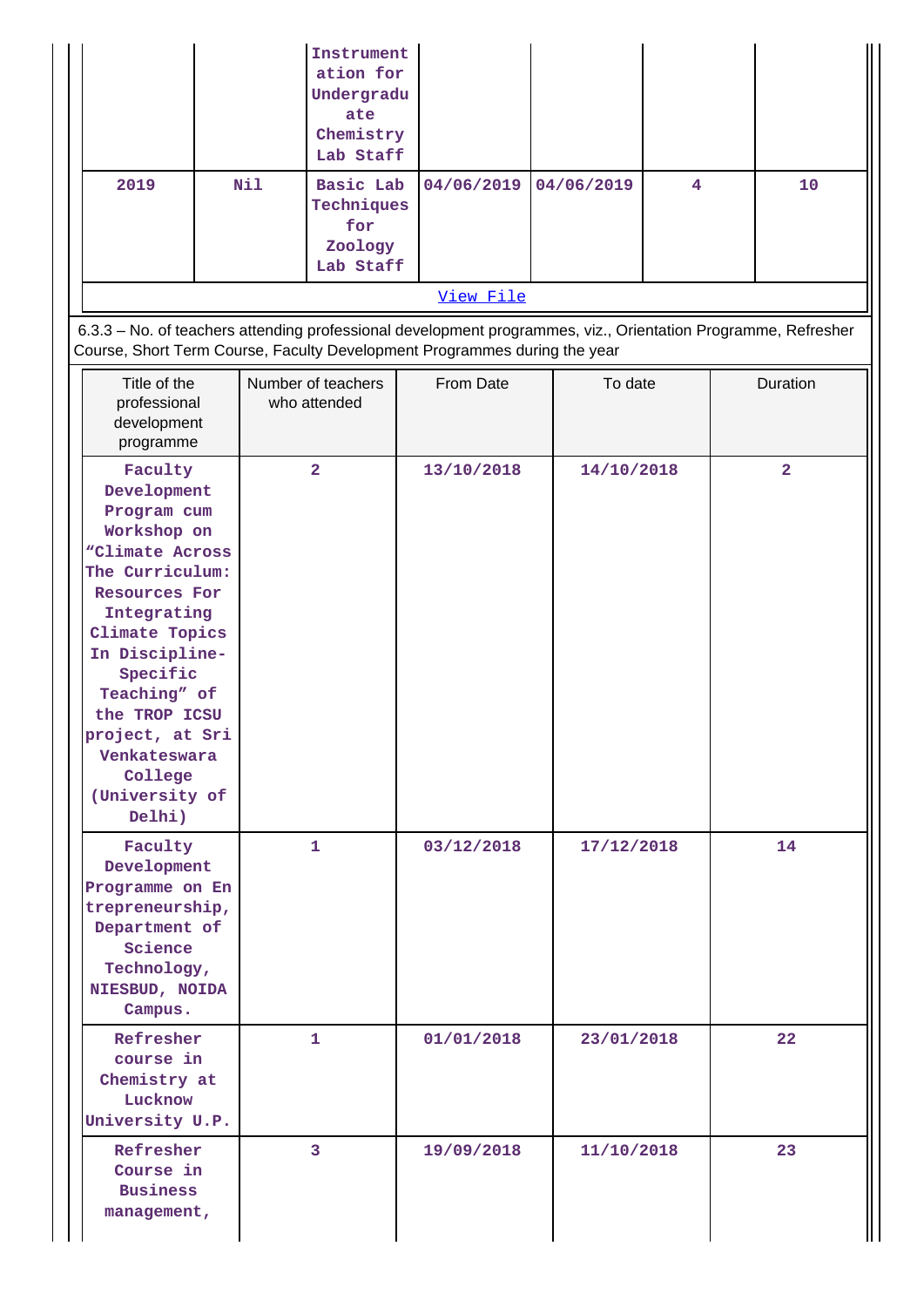| | | | | | | |
|---|---|---|---|---|---|---|
| | | Instrumentation for Undergraduate Chemistry Lab Staff | | | | |
| 2019 | Nil | Basic Lab Techniques for Zoology Lab Staff | 04/06/2019 | 04/06/2019 | 4 | 10 |

View File

6.3.3 – No. of teachers attending professional development programmes, viz., Orientation Programme, Refresher Course, Short Term Course, Faculty Development Programmes during the year

| Title of the professional development programme | Number of teachers who attended | From Date | To date | Duration |
|---|---|---|---|---|
| Faculty Development Program cum Workshop on “Climate Across The Curriculum: Resources For Integrating Climate Topics In Discipline-Specific Teaching” of the TROP ICSU project, at Sri Venkateswara College (University of Delhi) | 2 | 13/10/2018 | 14/10/2018 | 2 |
| Faculty Development Programme on Entrepreneurship, Department of Science Technology, NIESBUD, NOIDA Campus. | 1 | 03/12/2018 | 17/12/2018 | 14 |
| Refresher course in Chemistry at Lucknow University U.P. | 1 | 01/01/2018 | 23/01/2018 | 22 |
| Refresher Course in Business management, | 3 | 19/09/2018 | 11/10/2018 | 23 |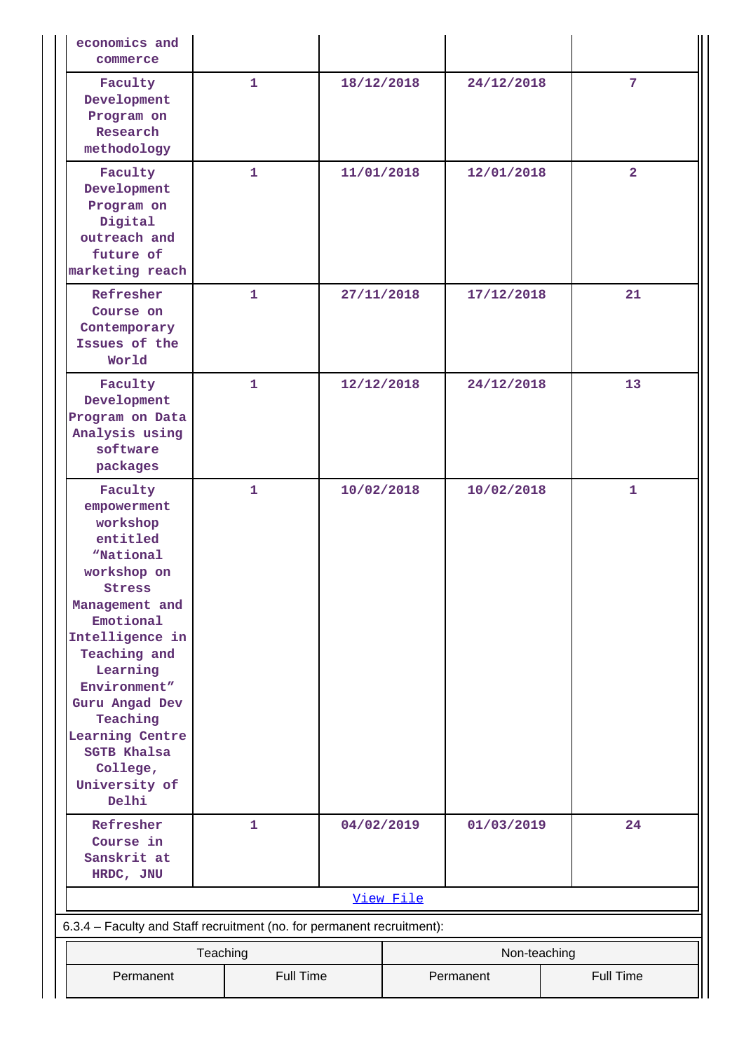| | | | | |
|---|---|---|---|---|
| economics and commerce | | | | |
| Faculty Development Program on Research methodology | 1 | 18/12/2018 | 24/12/2018 | 7 |
| Faculty Development Program on Digital outreach and future of marketing reach | 1 | 11/01/2018 | 12/01/2018 | 2 |
| Refresher Course on Contemporary Issues of the World | 1 | 27/11/2018 | 17/12/2018 | 21 |
| Faculty Development Program on Data Analysis using software packages | 1 | 12/12/2018 | 24/12/2018 | 13 |
| Faculty empowerment workshop entitled “National workshop on Stress Management and Emotional Intelligence in Teaching and Learning Environment” Guru Angad Dev Teaching Learning Centre SGTB Khalsa College, University of Delhi | 1 | 10/02/2018 | 10/02/2018 | 1 |
| Refresher Course in Sanskrit at HRDC, JNU | 1 | 04/02/2019 | 01/03/2019 | 24 |

[View File]

6.3.4 – Faculty and Staff recruitment (no. for permanent recruitment):

| Teaching | | Non-teaching | |
|---|---|---|---|
| Permanent | Full Time | Permanent | Full Time |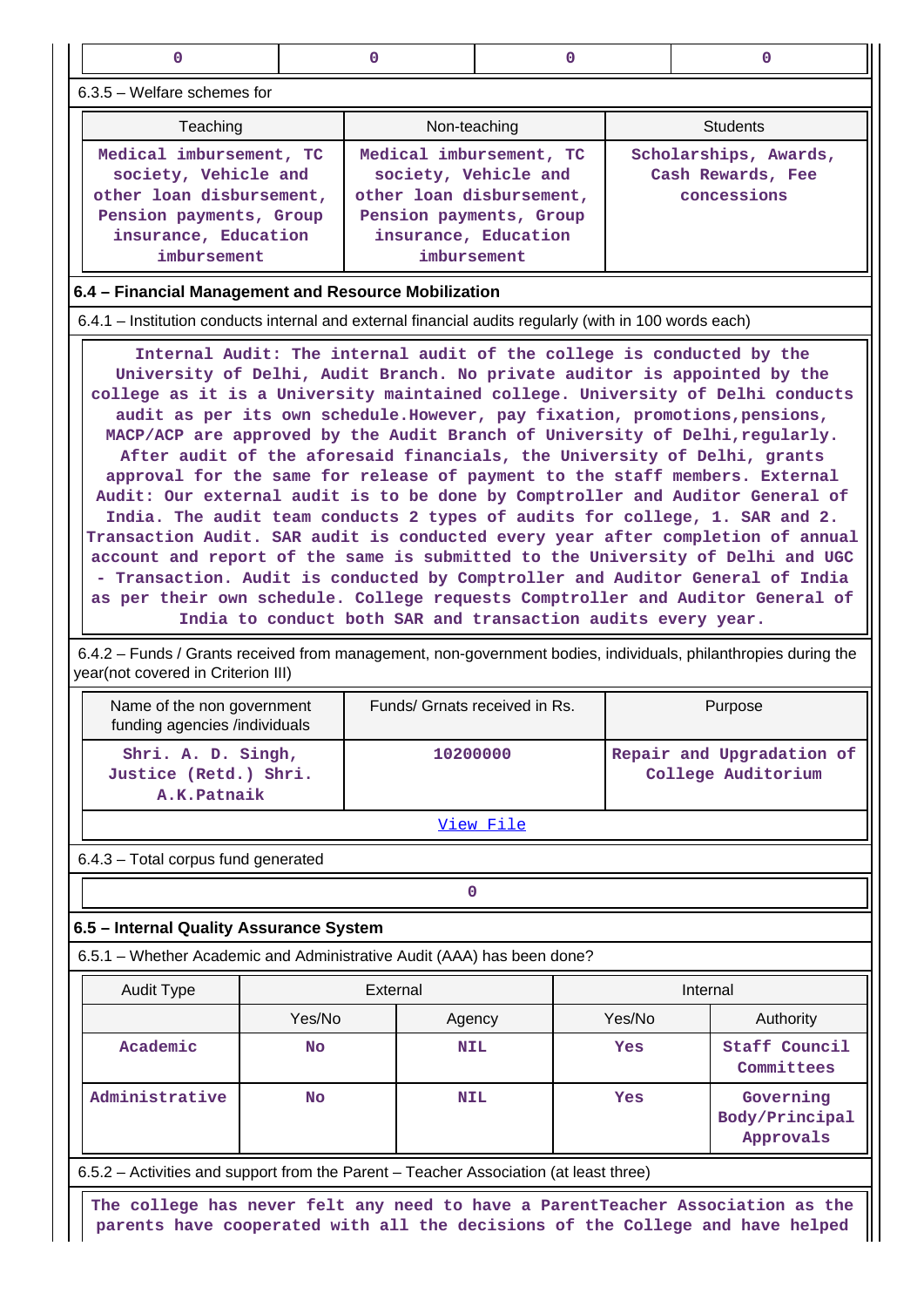| 0 | 0 | 0 | 0 |
|---|---|---|---|

6.3.5 – Welfare schemes for

| Teaching | Non-teaching | Students |
|---|---|---|
| Medical imbursement, TC society, Vehicle and other loan disbursement, Pension payments, Group insurance, Education imbursement | Medical imbursement, TC society, Vehicle and other loan disbursement, Pension payments, Group insurance, Education imbursement | Scholarships, Awards, Cash Rewards, Fee concessions |

**6.4 – Financial Management and Resource Mobilization**

6.4.1 – Institution conducts internal and external financial audits regularly (with in 100 words each)

Internal Audit: The internal audit of the college is conducted by the University of Delhi, Audit Branch. No private auditor is appointed by the college as it is a University maintained college. University of Delhi conducts audit as per its own schedule.However, pay fixation, promotions,pensions, MACP/ACP are approved by the Audit Branch of University of Delhi,regularly. After audit of the aforesaid financials, the University of Delhi, grants approval for the same for release of payment to the staff members. External Audit: Our external audit is to be done by Comptroller and Auditor General of India. The audit team conducts 2 types of audits for college, 1. SAR and 2. Transaction Audit. SAR audit is conducted every year after completion of annual account and report of the same is submitted to the University of Delhi and UGC - Transaction. Audit is conducted by Comptroller and Auditor General of India as per their own schedule. College requests Comptroller and Auditor General of India to conduct both SAR and transaction audits every year.

6.4.2 – Funds / Grants received from management, non-government bodies, individuals, philanthropies during the year(not covered in Criterion III)

| Name of the non government funding agencies /individuals | Funds/ Grnats received in Rs. | Purpose |
|---|---|---|
| Shri. A. D. Singh, Justice (Retd.) Shri. A.K.Patnaik | 10200000 | Repair and Upgradation of College Auditorium |
| View File | | |

6.4.3 – Total corpus fund generated

| 0 |
|---|

**6.5 – Internal Quality Assurance System**

6.5.1 – Whether Academic and Administrative Audit (AAA) has been done?

| Audit Type | External | | Internal | |
|---|---|---|---|---|
| | Yes/No | Agency | Yes/No | Authority |
| Academic | No | NIL | Yes | Staff Council Committees |
| Administrative | No | NIL | Yes | Governing Body/Principal Approvals |

6.5.2 – Activities and support from the Parent – Teacher Association (at least three)

The college has never felt any need to have a ParentTeacher Association as the parents have cooperated with all the decisions of the College and have helped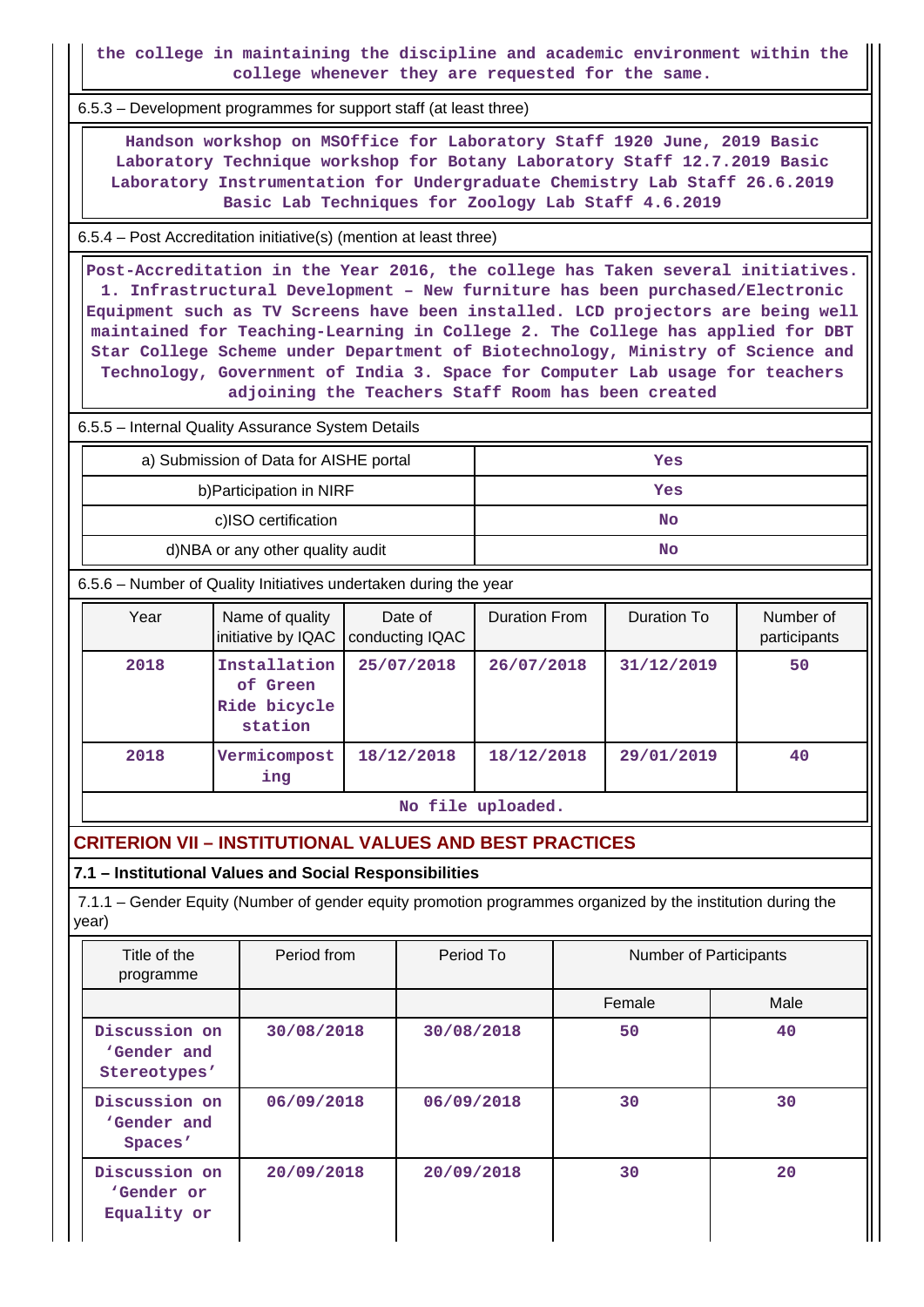the college in maintaining the discipline and academic environment within the college whenever they are requested for the same.

6.5.3 – Development programmes for support staff (at least three)

Handson workshop on MSOffice for Laboratory Staff 1920 June, 2019 Basic Laboratory Technique workshop for Botany Laboratory Staff 12.7.2019 Basic Laboratory Instrumentation for Undergraduate Chemistry Lab Staff 26.6.2019 Basic Lab Techniques for Zoology Lab Staff 4.6.2019

6.5.4 – Post Accreditation initiative(s) (mention at least three)

Post-Accreditation in the Year 2016, the college has Taken several initiatives. 1. Infrastructural Development – New furniture has been purchased/Electronic Equipment such as TV Screens have been installed. LCD projectors are being well maintained for Teaching-Learning in College 2. The College has applied for DBT Star College Scheme under Department of Biotechnology, Ministry of Science and Technology, Government of India 3. Space for Computer Lab usage for teachers adjoining the Teachers Staff Room has been created

6.5.5 – Internal Quality Assurance System Details

| a) Submission of Data for AISHE portal | Yes |
|---|---|
| b)Participation in NIRF | Yes |
| c)ISO certification | No |
| d)NBA or any other quality audit | No |

6.5.6 – Number of Quality Initiatives undertaken during the year

| Year | Name of quality initiative by IQAC | Date of conducting IQAC | Duration From | Duration To | Number of participants |
|---|---|---|---|---|---|
| 2018 | Installation of Green Ride bicycle station | 25/07/2018 | 26/07/2018 | 31/12/2019 | 50 |
| 2018 | Vermicomposting | 18/12/2018 | 18/12/2018 | 29/01/2019 | 40 |

No file uploaded.

## CRITERION VII – INSTITUTIONAL VALUES AND BEST PRACTICES

### 7.1 – Institutional Values and Social Responsibilities

7.1.1 – Gender Equity (Number of gender equity promotion programmes organized by the institution during the year)

| Title of the programme | Period from | Period To | Number of Participants | |
|---|---|---|---|---|
| | | | Female | Male |
| Discussion on 'Gender and Stereotypes' | 30/08/2018 | 30/08/2018 | 50 | 40 |
| Discussion on 'Gender and Spaces' | 06/09/2018 | 06/09/2018 | 30 | 30 |
| Discussion on 'Gender or Equality or | 20/09/2018 | 20/09/2018 | 30 | 20 |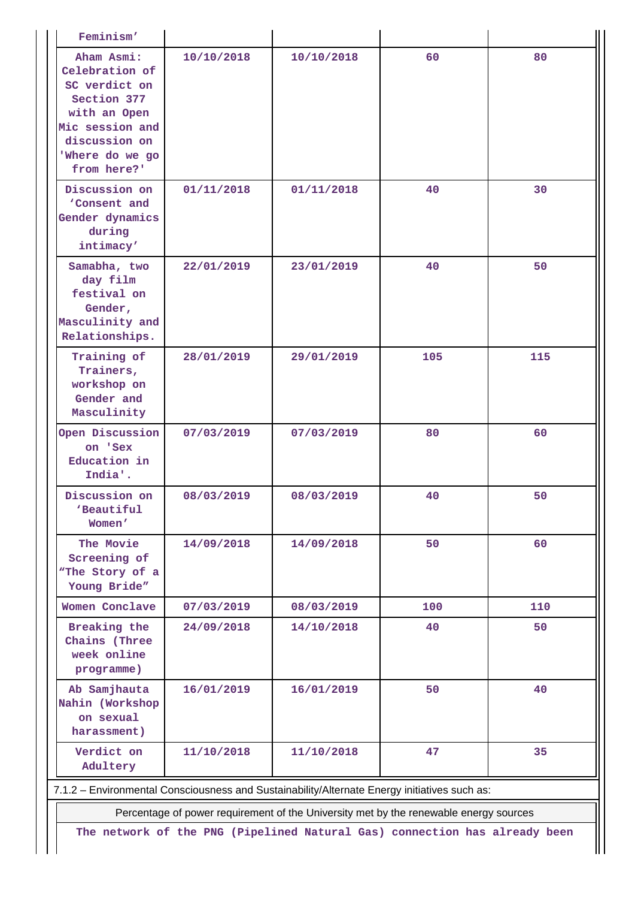| | | | | |
|---|---|---|---|---|
| Feminism’ | | | | |
| Aham Asmi: Celebration of SC verdict on Section 377 with an Open Mic session and discussion on 'Where do we go from here?' | 10/10/2018 | 10/10/2018 | 60 | 80 |
| Discussion on ‘Consent and Gender dynamics during intimacy’ | 01/11/2018 | 01/11/2018 | 40 | 30 |
| Samabha, two day film festival on Gender, Masculinity and Relationships. | 22/01/2019 | 23/01/2019 | 40 | 50 |
| Training of Trainers, workshop on Gender and Masculinity | 28/01/2019 | 29/01/2019 | 105 | 115 |
| Open Discussion on 'Sex Education in India'. | 07/03/2019 | 07/03/2019 | 80 | 60 |
| Discussion on ‘Beautiful Women’ | 08/03/2019 | 08/03/2019 | 40 | 50 |
| The Movie Screening of “The Story of a Young Bride” | 14/09/2018 | 14/09/2018 | 50 | 60 |
| Women Conclave | 07/03/2019 | 08/03/2019 | 100 | 110 |
| Breaking the Chains (Three week online programme) | 24/09/2018 | 14/10/2018 | 40 | 50 |
| Ab Samjhauta Nahin (Workshop on sexual harassment) | 16/01/2019 | 16/01/2019 | 50 | 40 |
| Verdict on Adultery | 11/10/2018 | 11/10/2018 | 47 | 35 |

7.1.2 – Environmental Consciousness and Sustainability/Alternate Energy initiatives such as:

| Percentage of power requirement of the University met by the renewable energy sources |
|---|
| The network of the PNG (Pipelined Natural Gas) connection has already been |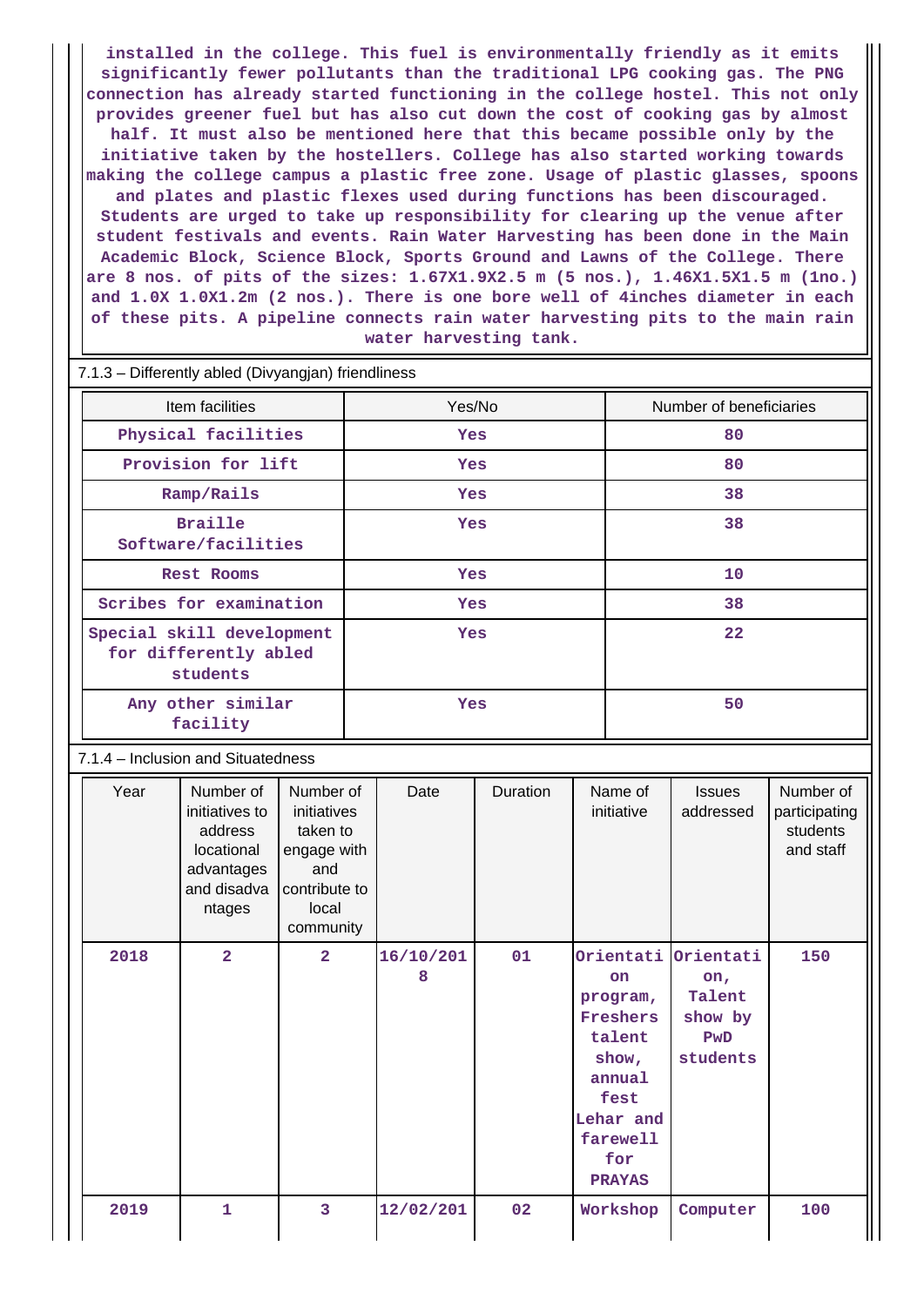installed in the college. This fuel is environmentally friendly as it emits significantly fewer pollutants than the traditional LPG cooking gas. The PNG connection has already started functioning in the college hostel. This not only provides greener fuel but has also cut down the cost of cooking gas by almost half. It must also be mentioned here that this became possible only by the initiative taken by the hostellers. College has also started working towards making the college campus a plastic free zone. Usage of plastic glasses, spoons and plates and plastic flexes used during functions has been discouraged. Students are urged to take up responsibility for clearing up the venue after student festivals and events. Rain Water Harvesting has been done in the Main Academic Block, Science Block, Sports Ground and Lawns of the College. There are 8 nos. of pits of the sizes: 1.67X1.9X2.5 m (5 nos.), 1.46X1.5X1.5 m (1no.) and 1.0X 1.0X1.2m (2 nos.). There is one bore well of 4inches diameter in each of these pits. A pipeline connects rain water harvesting pits to the main rain water harvesting tank.

7.1.3 – Differently abled (Divyangjan) friendliness

| Item facilities | Yes/No | Number of beneficiaries |
|---|---|---|
| Physical facilities | Yes | 80 |
| Provision for lift | Yes | 80 |
| Ramp/Rails | Yes | 38 |
| Braille Software/facilities | Yes | 38 |
| Rest Rooms | Yes | 10 |
| Scribes for examination | Yes | 38 |
| Special skill development for differently abled students | Yes | 22 |
| Any other similar facility | Yes | 50 |

7.1.4 – Inclusion and Situatedness

| Year | Number of initiatives to address locational advantages and disadvantages | Number of initiatives taken to engage with and contribute to local community | Date | Duration | Name of initiative | Issues addressed | Number of participating students and staff |
|---|---|---|---|---|---|---|---|
| 2018 | 2 | 2 | 16/10/2018 | 01 | Orientation program, Freshers talent show, annual fest Lehar and farewell for PRAYAS | Orientation, Talent show by PwD students | 150 |
| 2019 | 1 | 3 | 12/02/201 | 02 | Workshop | Computer | 100 |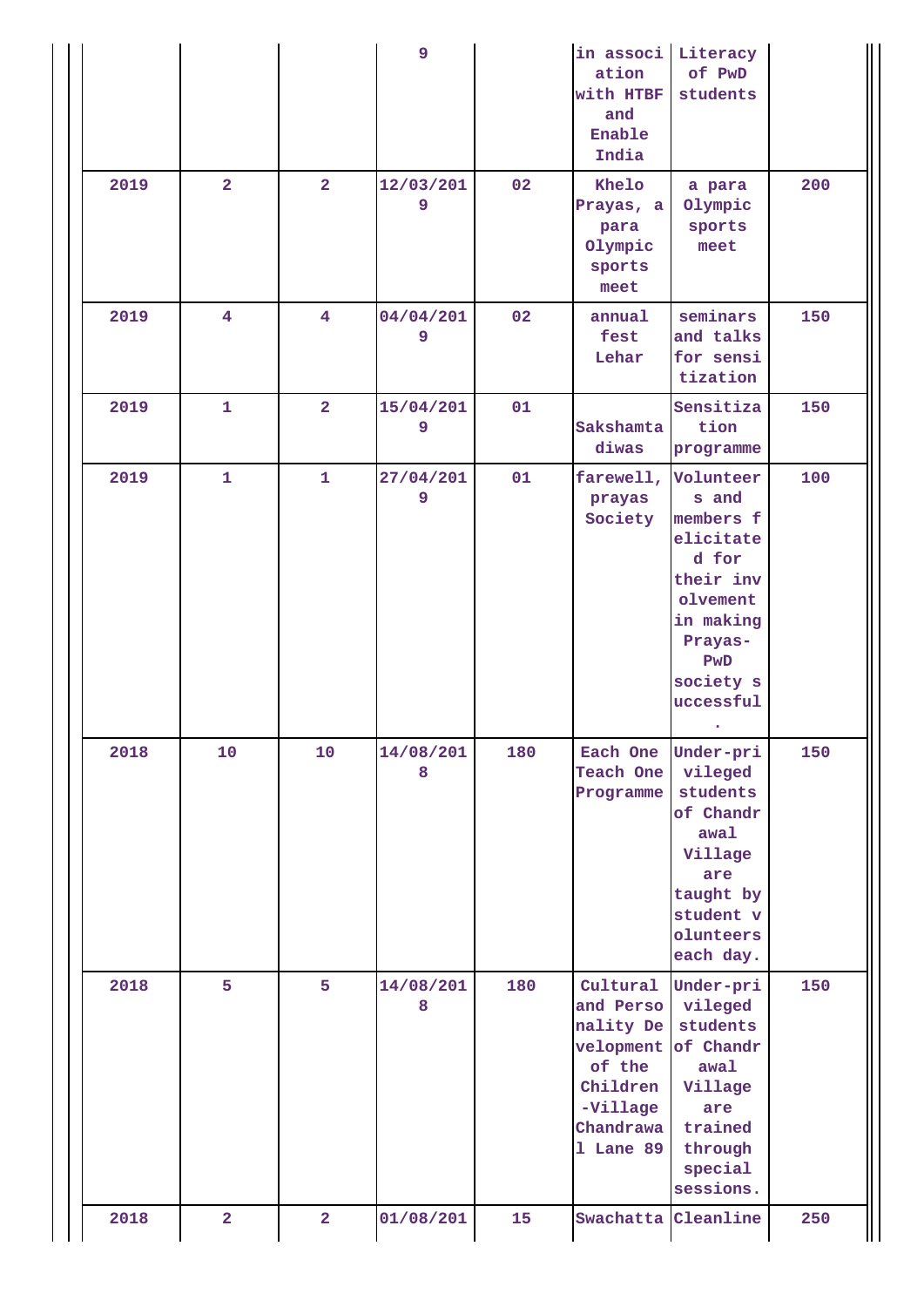| | | | | | | | |
|---|---|---|---|---|---|---|---|
| | | | 9 | | in association with HTBF and Enable India | Literacy of PwD students | |
| 2019 | 2 | 2 | 12/03/2019 | 02 | Khelo Prayas, a para Olympic sports meet | a para Olympic sports meet | 200 |
| 2019 | 4 | 4 | 04/04/2019 | 02 | annual fest Lehar | seminars and talks for sensitization | 150 |
| 2019 | 1 | 2 | 15/04/2019 | 01 | Sakshamta diwas | Sensitization programme | 150 |
| 2019 | 1 | 1 | 27/04/2019 | 01 | farewell, prayas Society | Volunteers and members felicitated for their involvement in making Prayas-PwD society successful. | 100 |
| 2018 | 10 | 10 | 14/08/2018 | 180 | Each One Teach One Programme | Under-privileged students of Chandrawal Village are taught by student volunteers each day. | 150 |
| 2018 | 5 | 5 | 14/08/2018 | 180 | Cultural and Personality Development of the Children -Village Chandrawal Lane 89 | Under-privileged students of Chandrawal Village are trained through special sessions. | 150 |
| 2018 | 2 | 2 | 01/08/201 | 15 | Swachatta | Cleanline | 250 |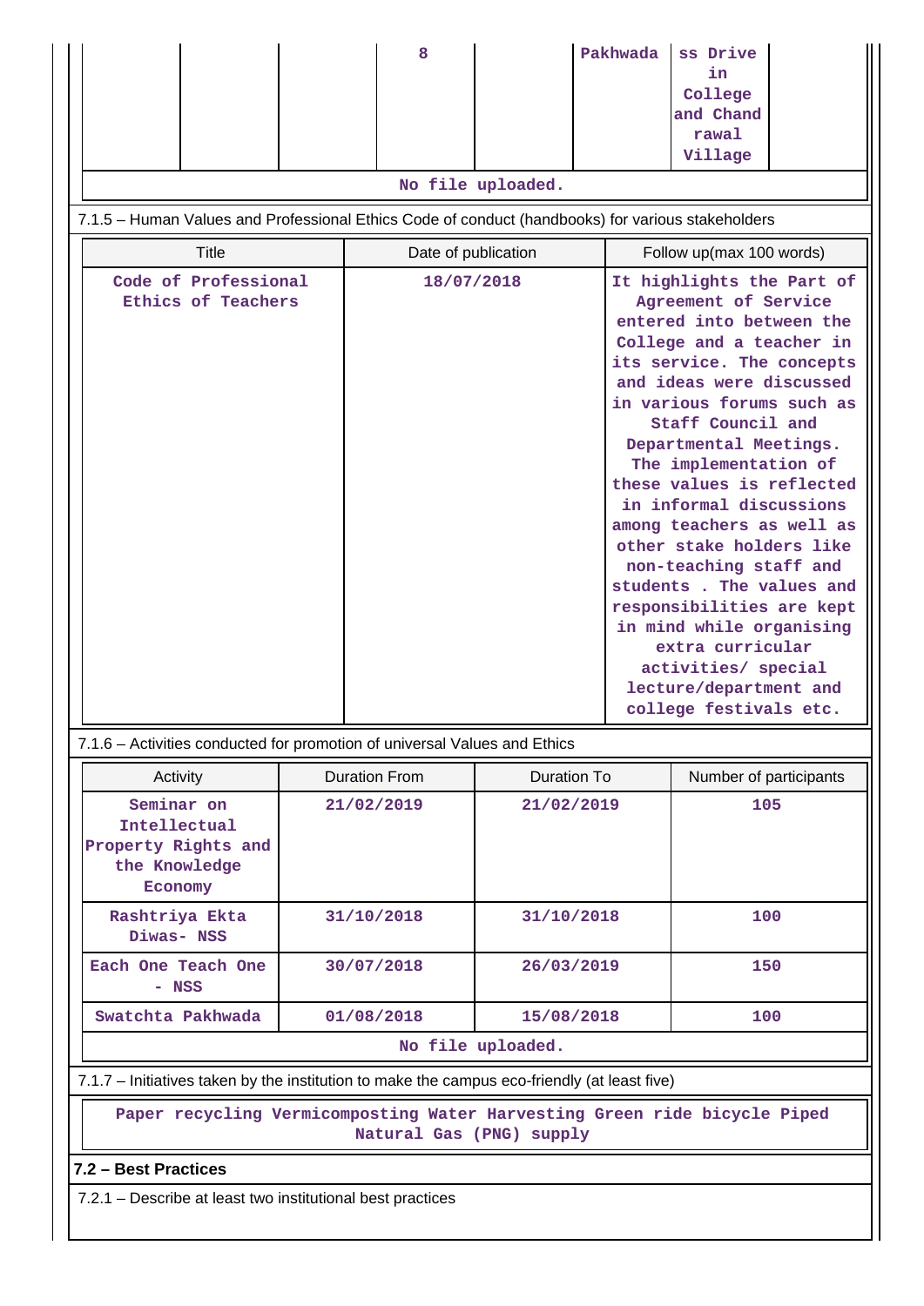| | | | 8 | | Pakhwada | ss Drive in College and Chand rawal Village | |
|---|---|---|---|---|---|---|---|

No file uploaded.

7.1.5 – Human Values and Professional Ethics Code of conduct (handbooks) for various stakeholders

| Title | Date of publication | Follow up(max 100 words) |
|---|---|---|
| Code of Professional Ethics of Teachers | 18/07/2018 | It highlights the Part of Agreement of Service entered into between the College and a teacher in its service. The concepts and ideas were discussed in various forums such as Staff Council and Departmental Meetings. The implementation of these values is reflected in informal discussions among teachers as well as other stake holders like non-teaching staff and students . The values and responsibilities are kept in mind while organising extra curricular activities/ special lecture/department and college festivals etc. |

7.1.6 – Activities conducted for promotion of universal Values and Ethics

| Activity | Duration From | Duration To | Number of participants |
|---|---|---|---|
| Seminar on Intellectual Property Rights and the Knowledge Economy | 21/02/2019 | 21/02/2019 | 105 |
| Rashtriya Ekta Diwas- NSS | 31/10/2018 | 31/10/2018 | 100 |
| Each One Teach One - NSS | 30/07/2018 | 26/03/2019 | 150 |
| Swatchta Pakhwada | 01/08/2018 | 15/08/2018 | 100 |

No file uploaded.

7.1.7 – Initiatives taken by the institution to make the campus eco-friendly (at least five)

Paper recycling Vermicomposting Water Harvesting Green ride bicycle Piped Natural Gas (PNG) supply

**7.2 – Best Practices**

7.2.1 – Describe at least two institutional best practices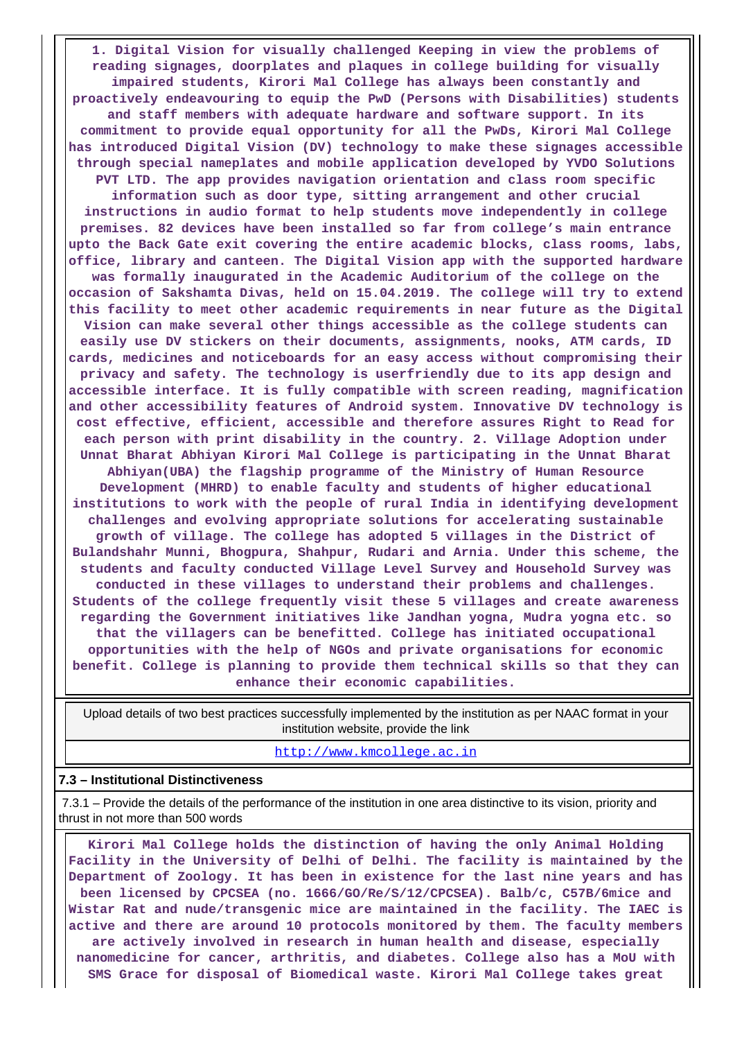1. Digital Vision for visually challenged Keeping in view the problems of reading signages, doorplates and plaques in college building for visually impaired students, Kirori Mal College has always been constantly and proactively endeavouring to equip the PwD (Persons with Disabilities) students and staff members with adequate hardware and software support. In its commitment to provide equal opportunity for all the PwDs, Kirori Mal College has introduced Digital Vision (DV) technology to make these signages accessible through special nameplates and mobile application developed by YVDO Solutions PVT LTD. The app provides navigation orientation and class room specific information such as door type, sitting arrangement and other crucial instructions in audio format to help students move independently in college premises. 82 devices have been installed so far from college's main entrance upto the Back Gate exit covering the entire academic blocks, class rooms, labs, office, library and canteen. The Digital Vision app with the supported hardware was formally inaugurated in the Academic Auditorium of the college on the occasion of Sakshamta Divas, held on 15.04.2019. The college will try to extend this facility to meet other academic requirements in near future as the Digital Vision can make several other things accessible as the college students can easily use DV stickers on their documents, assignments, nooks, ATM cards, ID cards, medicines and noticeboards for an easy access without compromising their privacy and safety. The technology is userfriendly due to its app design and accessible interface. It is fully compatible with screen reading, magnification and other accessibility features of Android system. Innovative DV technology is cost effective, efficient, accessible and therefore assures Right to Read for each person with print disability in the country. 2. Village Adoption under Unnat Bharat Abhiyan Kirori Mal College is participating in the Unnat Bharat Abhiyan(UBA) the flagship programme of the Ministry of Human Resource Development (MHRD) to enable faculty and students of higher educational institutions to work with the people of rural India in identifying development challenges and evolving appropriate solutions for accelerating sustainable growth of village. The college has adopted 5 villages in the District of Bulandshahr Munni, Bhogpura, Shahpur, Rudari and Arnia. Under this scheme, the students and faculty conducted Village Level Survey and Household Survey was conducted in these villages to understand their problems and challenges. Students of the college frequently visit these 5 villages and create awareness regarding the Government initiatives like Jandhan yogna, Mudra yogna etc. so that the villagers can be benefitted. College has initiated occupational opportunities with the help of NGOs and private organisations for economic benefit. College is planning to provide them technical skills so that they can enhance their economic capabilities.

| Upload details of two best practices successfully implemented by the institution as per NAAC format in your institution website, provide the link |
|---|
| http://www.kmcollege.ac.in |

**7.3 – Institutional Distinctiveness**

7.3.1 – Provide the details of the performance of the institution in one area distinctive to its vision, priority and thrust in not more than 500 words

Kirori Mal College holds the distinction of having the only Animal Holding Facility in the University of Delhi of Delhi. The facility is maintained by the Department of Zoology. It has been in existence for the last nine years and has been licensed by CPCSEA (no. 1666/GO/Re/S/12/CPCSEA). Balb/c, C57B/6mice and Wistar Rat and nude/transgenic mice are maintained in the facility. The IAEC is active and there are around 10 protocols monitored by them. The faculty members are actively involved in research in human health and disease, especially nanomedicine for cancer, arthritis, and diabetes. College also has a MoU with SMS Grace for disposal of Biomedical waste. Kirori Mal College takes great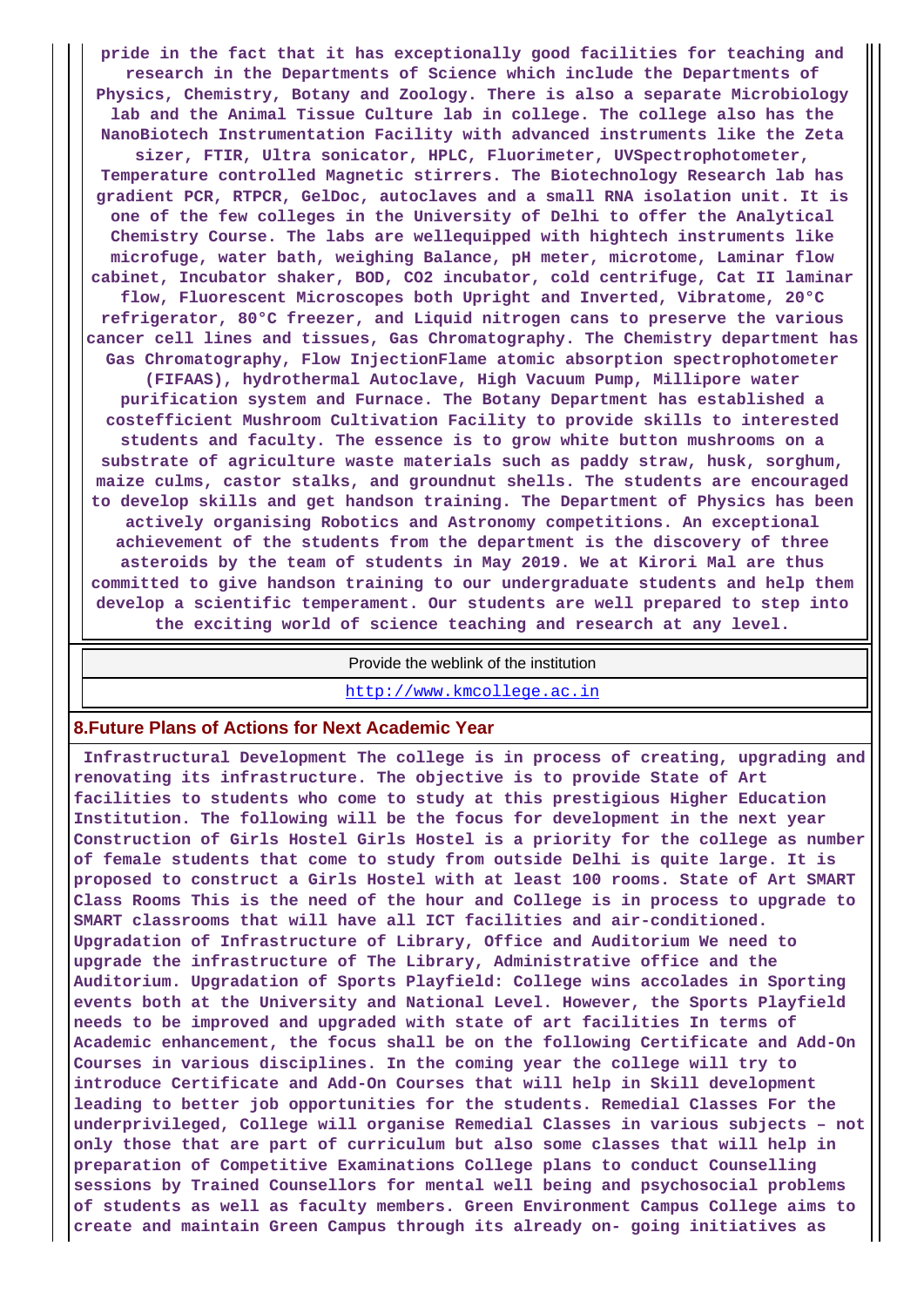pride in the fact that it has exceptionally good facilities for teaching and research in the Departments of Science which include the Departments of Physics, Chemistry, Botany and Zoology. There is also a separate Microbiology lab and the Animal Tissue Culture lab in college. The college also has the NanoBiotech Instrumentation Facility with advanced instruments like the Zeta sizer, FTIR, Ultra sonicator, HPLC, Fluorimeter, UVSpectrophotometer, Temperature controlled Magnetic stirrers. The Biotechnology Research lab has gradient PCR, RTPCR, GelDoc, autoclaves and a small RNA isolation unit. It is one of the few colleges in the University of Delhi to offer the Analytical Chemistry Course. The labs are wellequipped with hightech instruments like microfuge, water bath, weighing Balance, pH meter, microtome, Laminar flow cabinet, Incubator shaker, BOD, CO2 incubator, cold centrifuge, Cat II laminar flow, Fluorescent Microscopes both Upright and Inverted, Vibratome, 20°C refrigerator, 80°C freezer, and Liquid nitrogen cans to preserve the various cancer cell lines and tissues, Gas Chromatography. The Chemistry department has Gas Chromatography, Flow InjectionFlame atomic absorption spectrophotometer (FIFAAS), hydrothermal Autoclave, High Vacuum Pump, Millipore water purification system and Furnace. The Botany Department has established a costefficient Mushroom Cultivation Facility to provide skills to interested students and faculty. The essence is to grow white button mushrooms on a substrate of agriculture waste materials such as paddy straw, husk, sorghum, maize culms, castor stalks, and groundnut shells. The students are encouraged to develop skills and get handson training. The Department of Physics has been actively organising Robotics and Astronomy competitions. An exceptional achievement of the students from the department is the discovery of three asteroids by the team of students in May 2019. We at Kirori Mal are thus committed to give handson training to our undergraduate students and help them develop a scientific temperament. Our students are well prepared to step into the exciting world of science teaching and research at any level.

| Provide the weblink of the institution |
|---|
| http://www.kmcollege.ac.in |

## 8.Future Plans of Actions for Next Academic Year

Infrastructural Development The college is in process of creating, upgrading and renovating its infrastructure. The objective is to provide State of Art facilities to students who come to study at this prestigious Higher Education Institution. The following will be the focus for development in the next year Construction of Girls Hostel Girls Hostel is a priority for the college as number of female students that come to study from outside Delhi is quite large. It is proposed to construct a Girls Hostel with at least 100 rooms. State of Art SMART Class Rooms This is the need of the hour and College is in process to upgrade to SMART classrooms that will have all ICT facilities and air-conditioned. Upgradation of Infrastructure of Library, Office and Auditorium We need to upgrade the infrastructure of The Library, Administrative office and the Auditorium. Upgradation of Sports Playfield: College wins accolades in Sporting events both at the University and National Level. However, the Sports Playfield needs to be improved and upgraded with state of art facilities In terms of Academic enhancement, the focus shall be on the following Certificate and Add-On Courses in various disciplines. In the coming year the college will try to introduce Certificate and Add-On Courses that will help in Skill development leading to better job opportunities for the students. Remedial Classes For the underprivileged, College will organise Remedial Classes in various subjects – not only those that are part of curriculum but also some classes that will help in preparation of Competitive Examinations College plans to conduct Counselling sessions by Trained Counsellors for mental well being and psychosocial problems of students as well as faculty members. Green Environment Campus College aims to create and maintain Green Campus through its already on- going initiatives as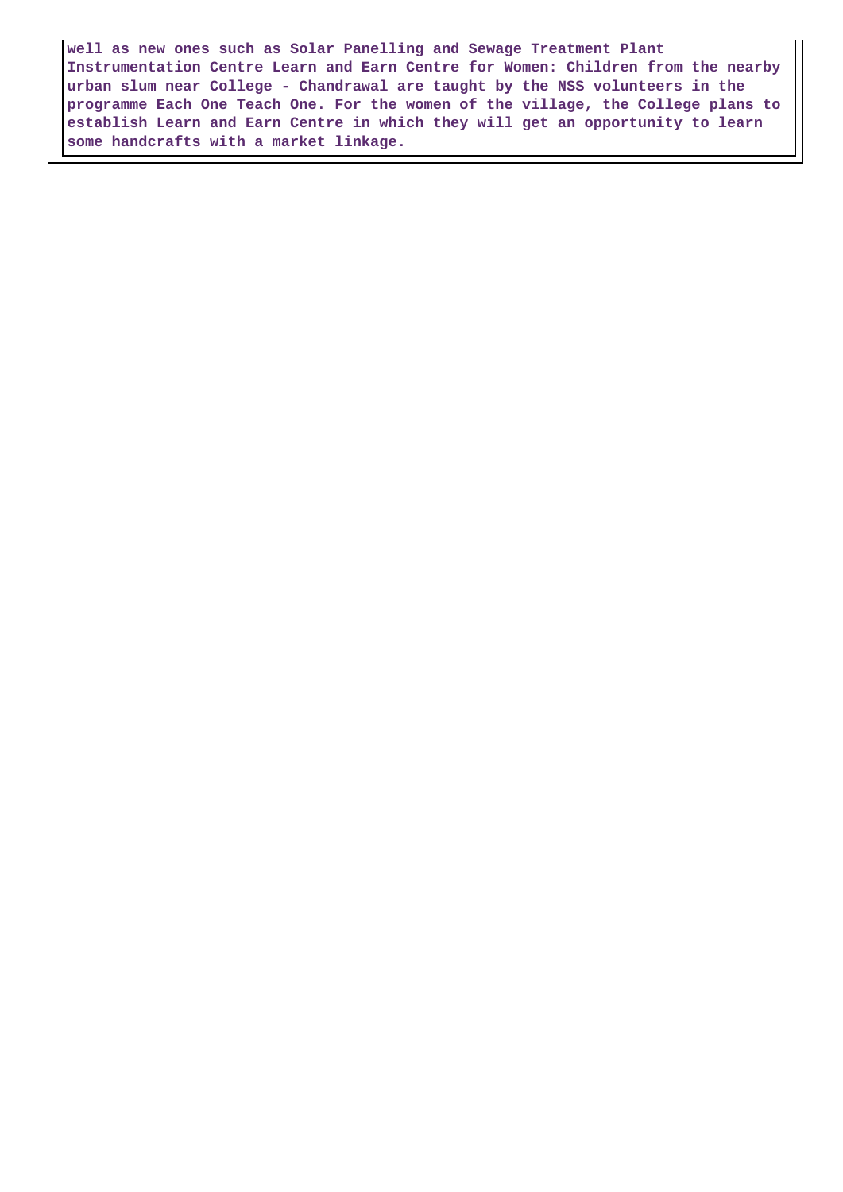**well as new ones such as Solar Panelling and Sewage Treatment Plant Instrumentation Centre Learn and Earn Centre for Women: Children from the nearby urban slum near College - Chandrawal are taught by the NSS volunteers in the programme Each One Teach One. For the women of the village, the College plans to establish Learn and Earn Centre in which they will get an opportunity to learn some handcrafts with a market linkage.**